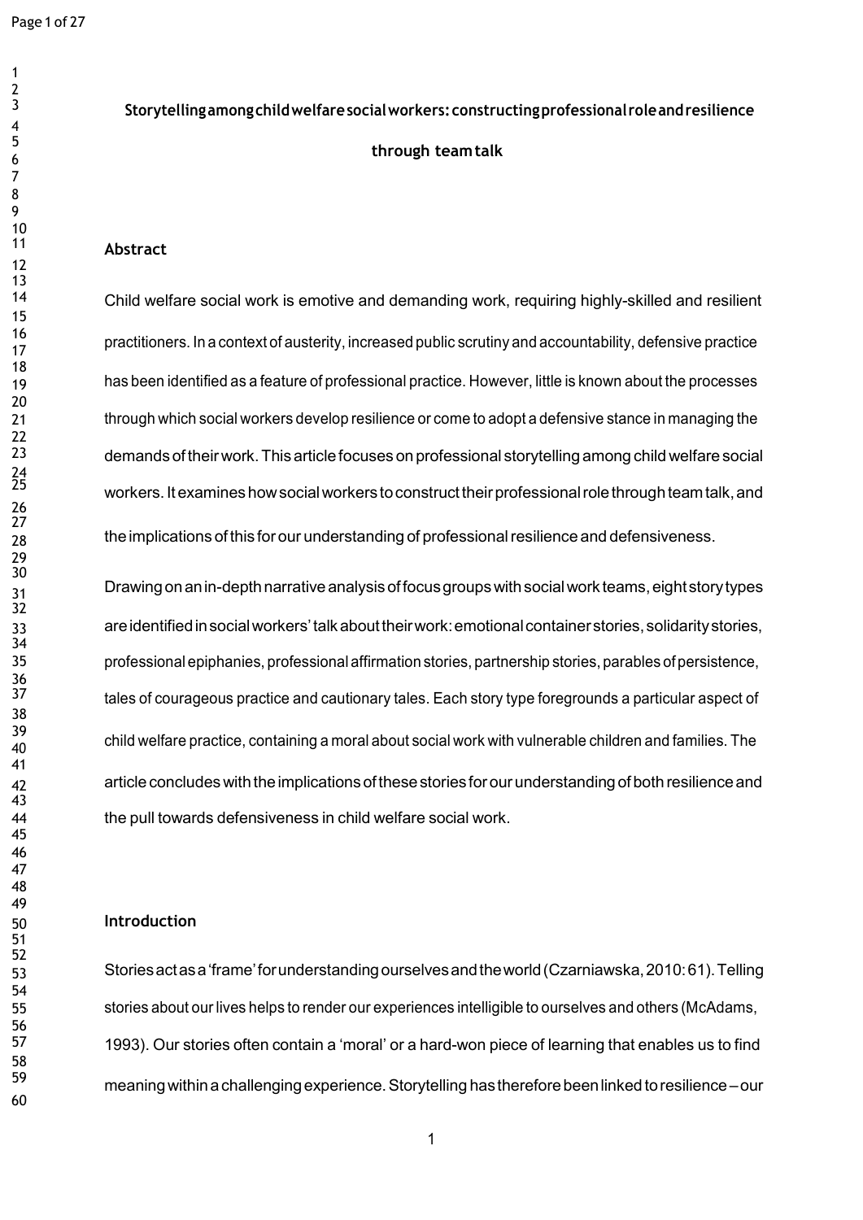# Storytelling among child welfare social workers: constructing professional role and resilience through team talk

## Abstract

Child welfare social work is emotive and demanding work, requiring highly-skilled and resilient practitioners. In a context of austerity, increased public scrutiny and accountability, defensive practice has been identified as a feature of professional practice. However, little is known about the processes through which social workers develop resilience or come to adopt a defensive stance in managing the demands of their work. This article focuses on professional storytelling among child welfare social workers. It examines how social workers to construct their professional role through team talk, and the implications of this for our understanding of professional resilience and defensiveness.

Drawing on an in-depth narrative analysis of focus groups with social work teams, eight story types are identified in social workers' talk about their work: emotional container stories, solidarity stories, professional epiphanies, professional affirmation stories, partnership stories, parables of persistence, tales of courageous practice and cautionary tales. Each story type foregrounds a particular aspect of child welfare practice, containing a moral about social work with vulnerable children and families. The article concludes with the implications of these stories for our understanding of both resilience and the pull towards defensiveness in child welfare social work.

## Introduction

Stories act as a 'frame' for understanding ourselves and the world (Czarniawska, 2010: 61). Telling stories about our lives helps to render our experiences intelligible to ourselves and others (McAdams, 1993). Our stories often contain a 'moral' or a hard-won piece of learning that enables us to find meaning within a challenging experience. Storytelling has therefore been linked to resilience – our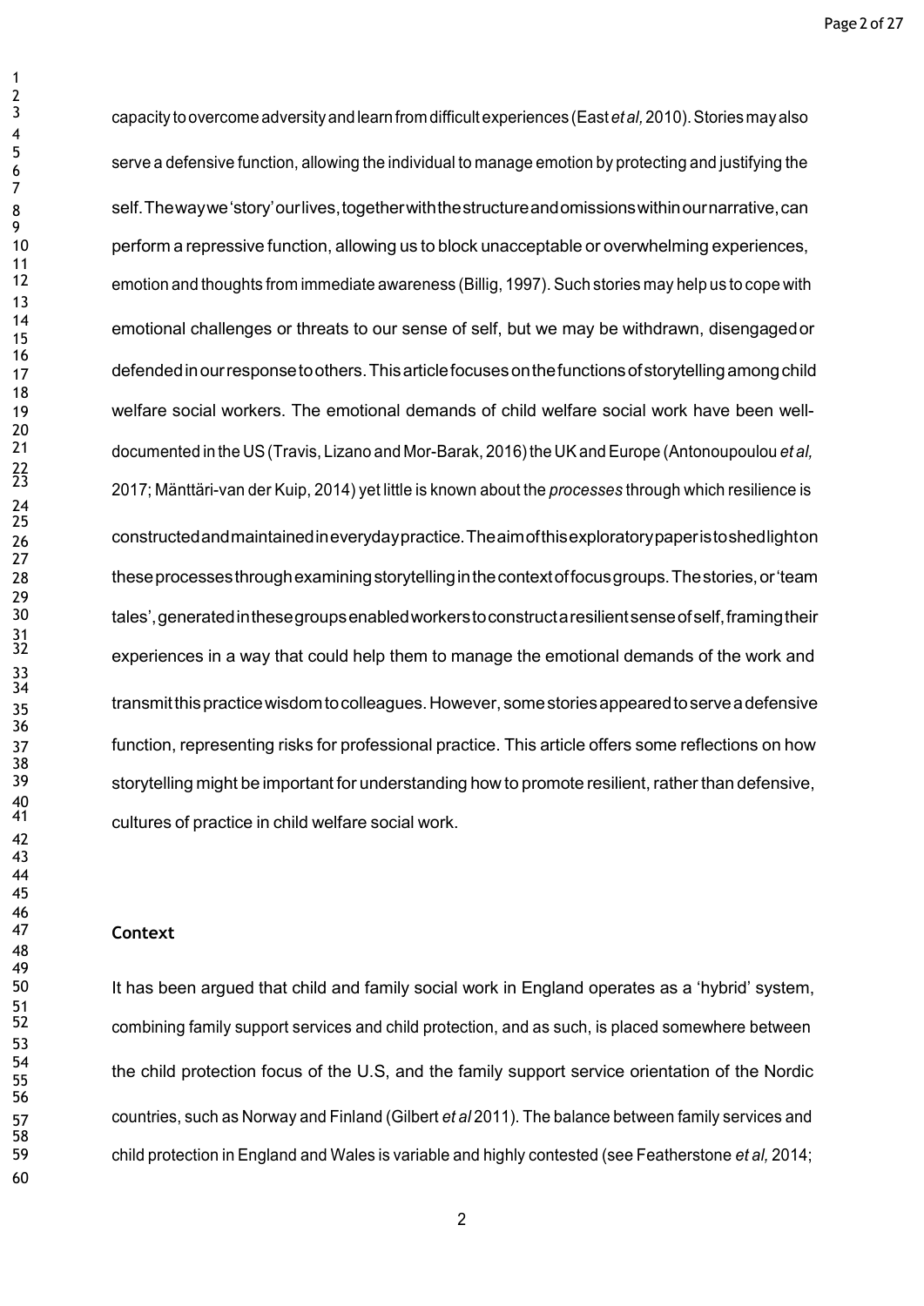capacity to overcome adversity and learn from difficult experiences (East *et al,* 2010). Stories may also serve a defensive function, allowing the individual to manage emotion by protecting and justifying the self. The way we 'story' our lives, together with the structure and omissions within our narrative, can perform a repressive function, allowing us to block unacceptable or overwhelming experiences, emotion and thoughts from immediate awareness (Billig, 1997). Such stories may help us to cope with emotional challenges or threats to our sense of self, but we may be withdrawn, disengaged or defended in our response to others. This article focuses on the functions of storytelling among child welfare social workers. The emotional demands of child welfare social work have been well-documented in the US (Travis, Lizano and Mor-Barak, 2016) the UK and Europe (Antonoupoulou *et al,* 2017; Mänttäri-van der Kuip, 2014) yet little is known about the *processes* through which resilience is constructed and maintained in everyday practice. The aim of this exploratory paper is to shed light on these processes through examining storytelling in the context of focus groups. The stories, or 'team tales', generated in these groups enabled workers to construct a resilient sense of self, framing their experiences in a way that could help them to manage the emotional demands of the work and transmit this practice wisdom to colleagues. However, some stories appeared to serve a defensive function, representing risks for professional practice. This article offers some reflections on how storytelling might be important for understanding how to promote resilient, rather than defensive, cultures of practice in child welfare social work.

## Context

It has been argued that child and family social work in England operates as a 'hybrid' system, combining family support services and child protection, and as such, is placed somewhere between the child protection focus of the U.S, and the family support service orientation of the Nordic countries, such as Norway and Finland (Gilbert *et al* 2011). The balance between family services and child protection in England and Wales is variable and highly contested (see Featherstone *et al,* 2014;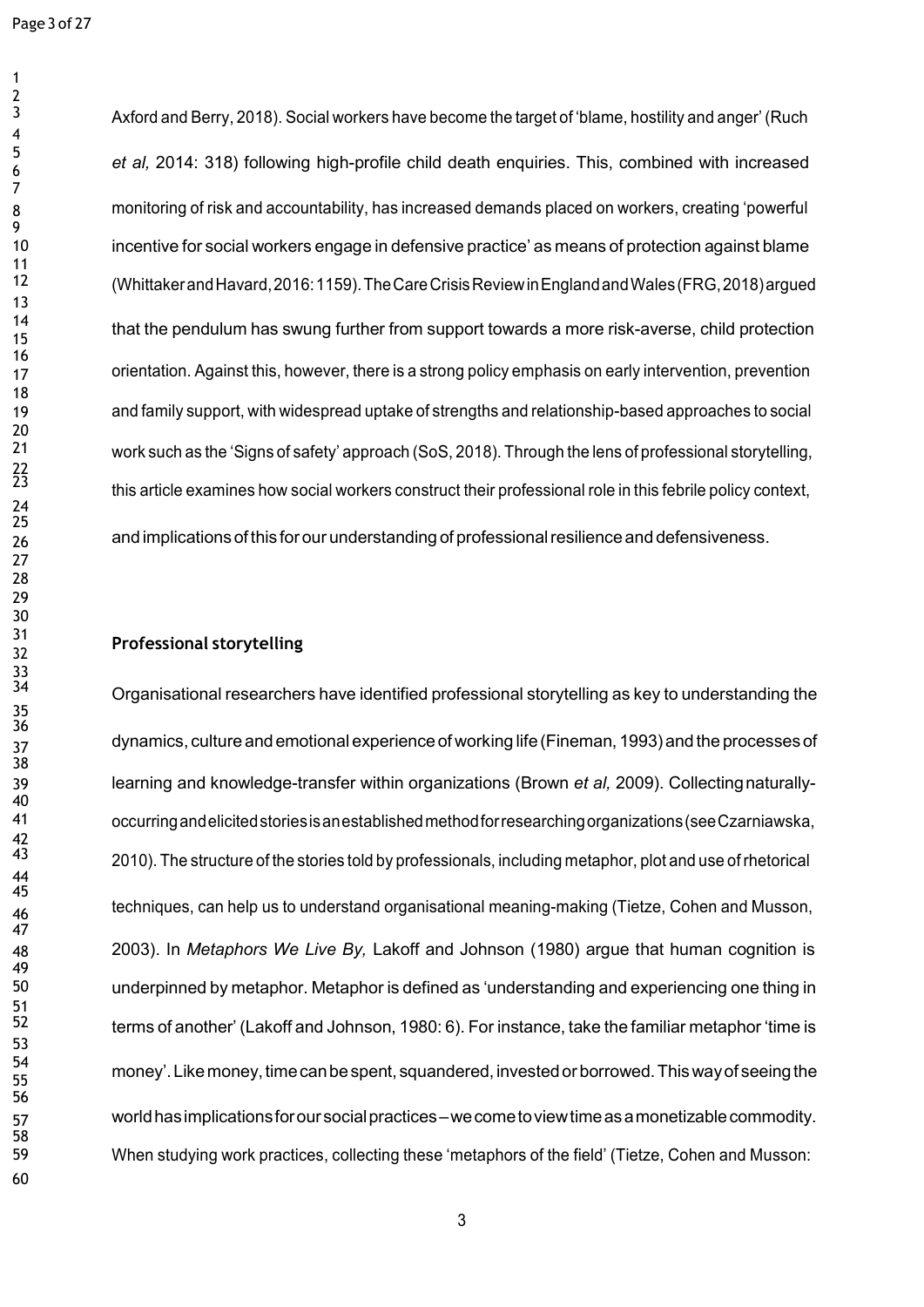Axford and Berry, 2018). Social workers have become the target of 'blame, hostility and anger' (Ruch *et al,* 2014: 318) following high-profile child death enquiries. This, combined with increased monitoring of risk and accountability, has increased demands placed on workers, creating 'powerful incentive for social workers engage in defensive practice' as means of protection against blame (Whittaker and Havard, 2016: 1159). The Care Crisis Review in England and Wales (FRG, 2018) argued that the pendulum has swung further from support towards a more risk-averse, child protection orientation. Against this, however, there is a strong policy emphasis on early intervention, prevention and family support, with widespread uptake of strengths and relationship-based approaches to social work such as the 'Signs of safety' approach (SoS, 2018). Through the lens of professional storytelling, this article examines how social workers construct their professional role in this febrile policy context, and implications of this for our understanding of professional resilience and defensiveness.

## Professional storytelling

Organisational researchers have identified professional storytelling as key to understanding the dynamics, culture and emotional experience of working life (Fineman, 1993) and the processes of learning and knowledge-transfer within organizations (Brown *et al,* 2009). Collecting naturally-occurring and elicited stories is an established method for researching organizations (see Czarniawska, 2010). The structure of the stories told by professionals, including metaphor, plot and use of rhetorical techniques, can help us to understand organisational meaning-making (Tietze, Cohen and Musson, 2003). In *Metaphors We Live By,* Lakoff and Johnson (1980) argue that human cognition is underpinned by metaphor. Metaphor is defined as 'understanding and experiencing one thing in terms of another' (Lakoff and Johnson, 1980: 6). For instance, take the familiar metaphor 'time is money'. Like money, time can be spent, squandered, invested or borrowed. This way of seeing the world has implications for our social practices – we come to view time as a monetizable commodity. When studying work practices, collecting these 'metaphors of the field' (Tietze, Cohen and Musson: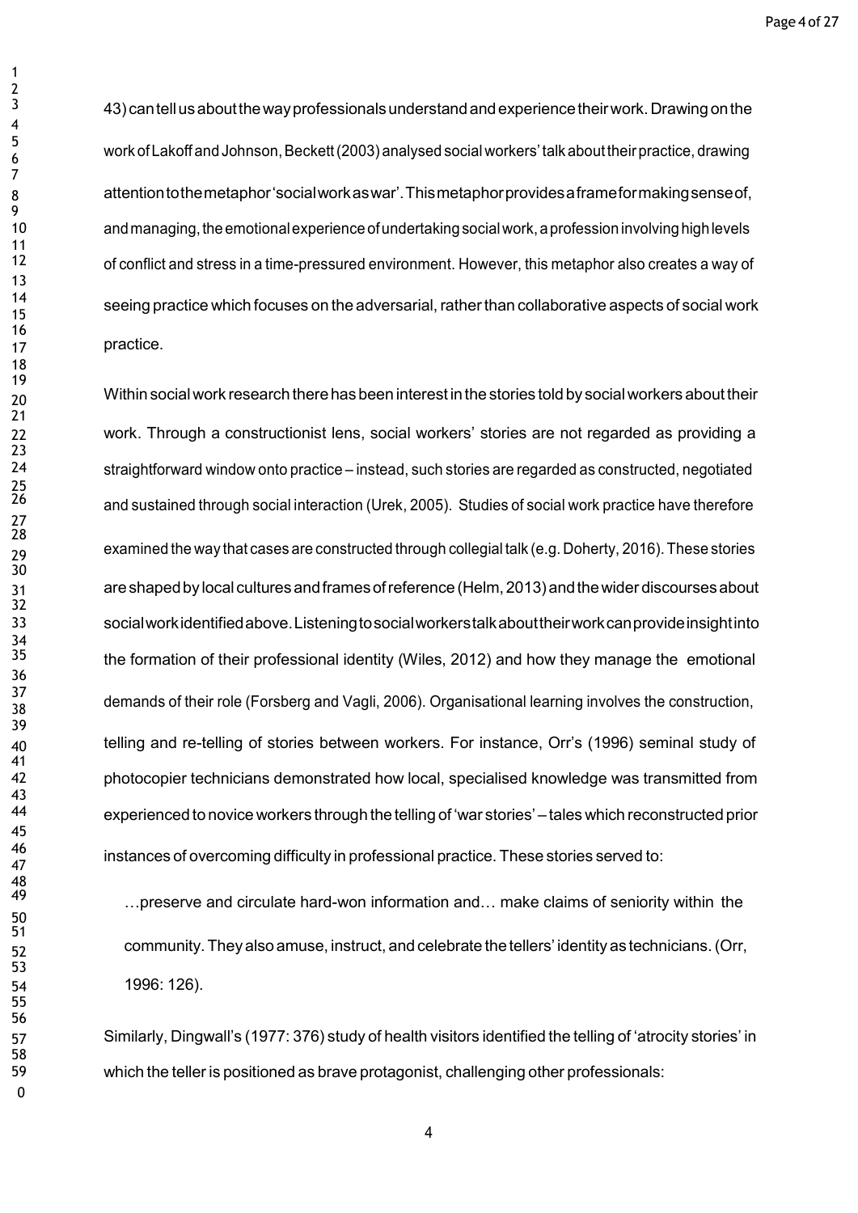43) can tell us about the way professionals understand and experience their work. Drawing on the work of Lakoff and Johnson, Beckett (2003) analysed social workers' talk about their practice, drawing attention to the metaphor 'social work as war'. This metaphor provides a frame for making sense of, and managing, the emotional experience of undertaking social work, a profession involving high levels of conflict and stress in a time-pressured environment. However, this metaphor also creates a way of seeing practice which focuses on the adversarial, rather than collaborative aspects of social work practice.

Within social work research there has been interest in the stories told by social workers about their work. Through a constructionist lens, social workers' stories are not regarded as providing a straightforward window onto practice – instead, such stories are regarded as constructed, negotiated and sustained through social interaction (Urek, 2005). Studies of social work practice have therefore examined the way that cases are constructed through collegial talk (e.g. Doherty, 2016). These stories are shaped by local cultures and frames of reference (Helm, 2013) and the wider discourses about social work identified above. Listening to social workers talk about their work can provide insight into the formation of their professional identity (Wiles, 2012) and how they manage the emotional demands of their role (Forsberg and Vagli, 2006). Organisational learning involves the construction, telling and re-telling of stories between workers. For instance, Orr's (1996) seminal study of photocopier technicians demonstrated how local, specialised knowledge was transmitted from experienced to novice workers through the telling of 'war stories' – tales which reconstructed prior instances of overcoming difficulty in professional practice. These stories served to:

> …preserve and circulate hard-won information and… make claims of seniority within the community. They also amuse, instruct, and celebrate the tellers' identity as technicians. (Orr, 1996: 126).

Similarly, Dingwall's (1977: 376) study of health visitors identified the telling of 'atrocity stories' in which the teller is positioned as brave protagonist, challenging other professionals: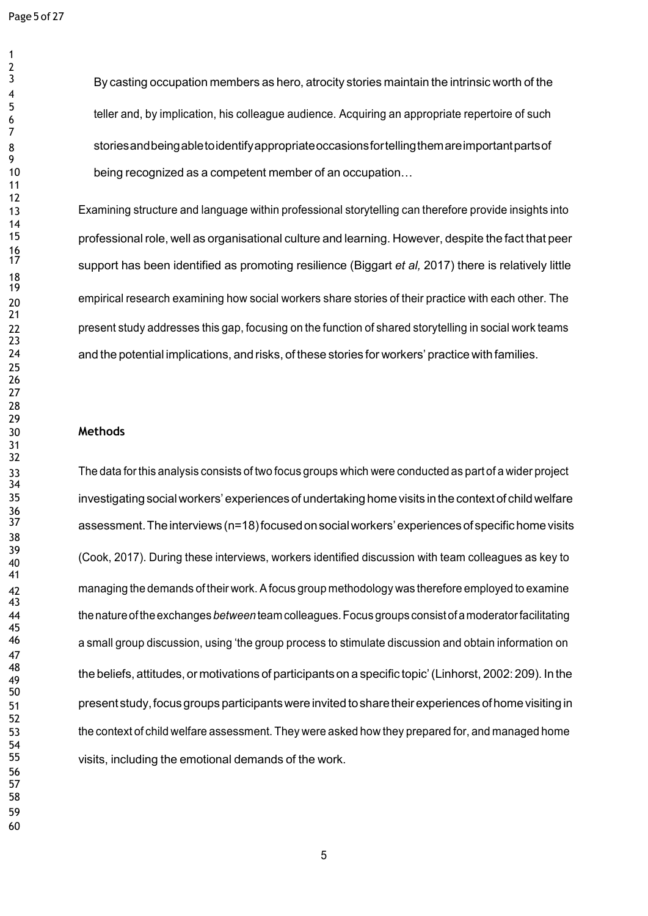> By casting occupation members as hero, atrocity stories maintain the intrinsic worth of the teller and, by implication, his colleague audience. Acquiring an appropriate repertoire of such stories and being able to identify appropriate occasions for telling them are important parts of being recognized as a competent member of an occupation…

Examining structure and language within professional storytelling can therefore provide insights into professional role, well as organisational culture and learning. However, despite the fact that peer support has been identified as promoting resilience (Biggart *et al,* 2017) there is relatively little empirical research examining how social workers share stories of their practice with each other. The present study addresses this gap, focusing on the function of shared storytelling in social work teams and the potential implications, and risks, of these stories for workers' practice with families.

## Methods

The data for this analysis consists of two focus groups which were conducted as part of a wider project investigating social workers' experiences of undertaking home visits in the context of child welfare assessment. The interviews (n=18) focused on social workers' experiences of specific home visits (Cook, 2017). During these interviews, workers identified discussion with team colleagues as key to managing the demands of their work. A focus group methodology was therefore employed to examine the nature of the exchanges *between* team colleagues. Focus groups consist of a moderator facilitating a small group discussion, using 'the group process to stimulate discussion and obtain information on the beliefs, attitudes, or motivations of participants on a specific topic' (Linhorst, 2002: 209). In the present study, focus groups participants were invited to share their experiences of home visiting in the context of child welfare assessment. They were asked how they prepared for, and managed home visits, including the emotional demands of the work.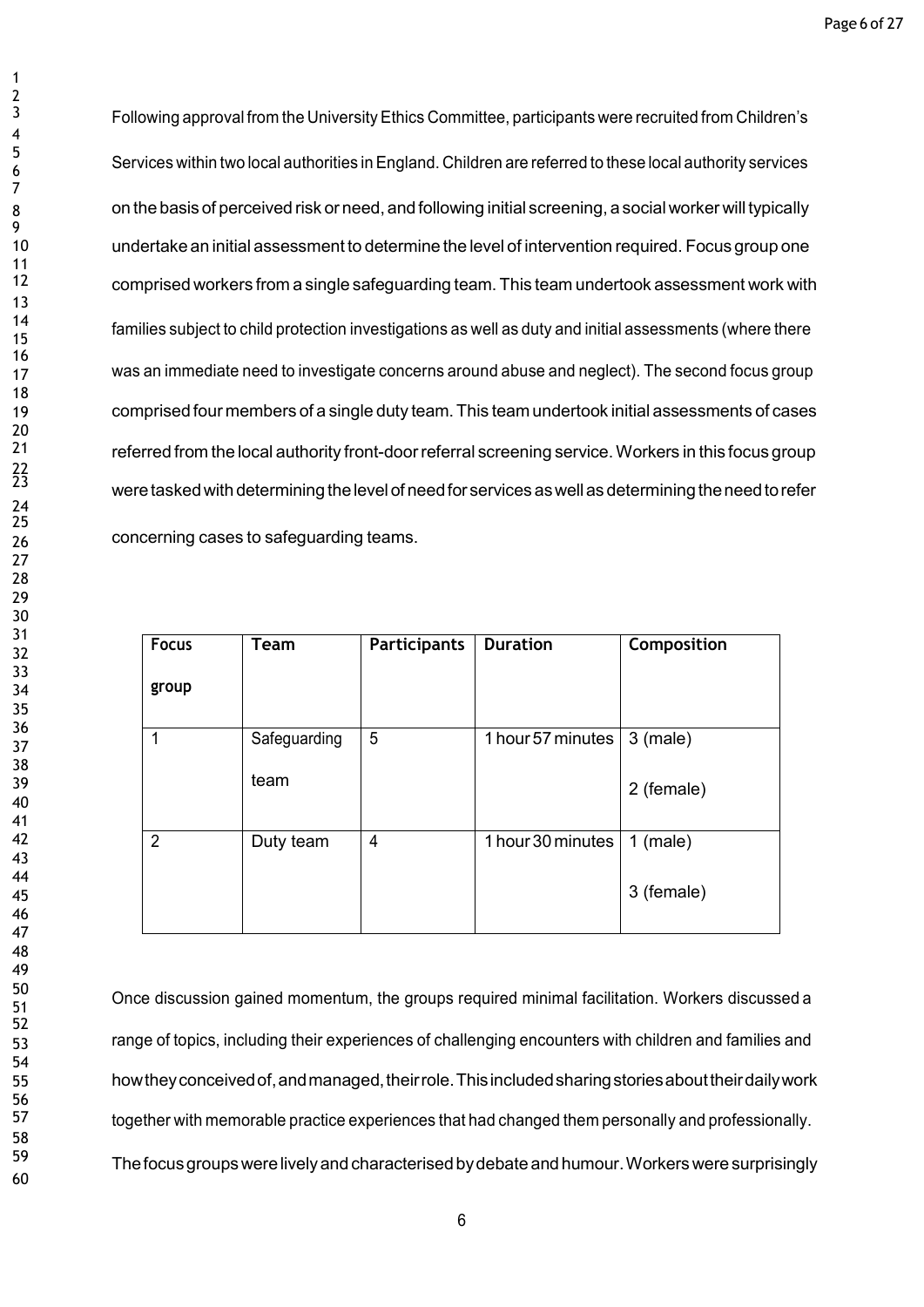Following approval from the University Ethics Committee, participants were recruited from Children's Services within two local authorities in England. Children are referred to these local authority services on the basis of perceived risk or need, and following initial screening, a social worker will typically undertake an initial assessment to determine the level of intervention required. Focus group one comprised workers from a single safeguarding team. This team undertook assessment work with families subject to child protection investigations as well as duty and initial assessments (where there was an immediate need to investigate concerns around abuse and neglect). The second focus group comprised four members of a single duty team. This team undertook initial assessments of cases referred from the local authority front-door referral screening service. Workers in this focus group were tasked with determining the level of need for services as well as determining the need to refer concerning cases to safeguarding teams.

| **Focus group** | **Team** | **Participants** | **Duration** | **Composition** |
|---|---|---|---|---|
| 1 | Safeguarding team | 5 | 1 hour 57 minutes | 3 (male) 2 (female) |
| 2 | Duty team | 4 | 1 hour 30 minutes | 1 (male) 3 (female) |

Once discussion gained momentum, the groups required minimal facilitation. Workers discussed a range of topics, including their experiences of challenging encounters with children and families and how they conceived of, and managed, their role. This included sharing stories about their daily work together with memorable practice experiences that had changed them personally and professionally. The focus groups were lively and characterised by debate and humour. Workers were surprisingly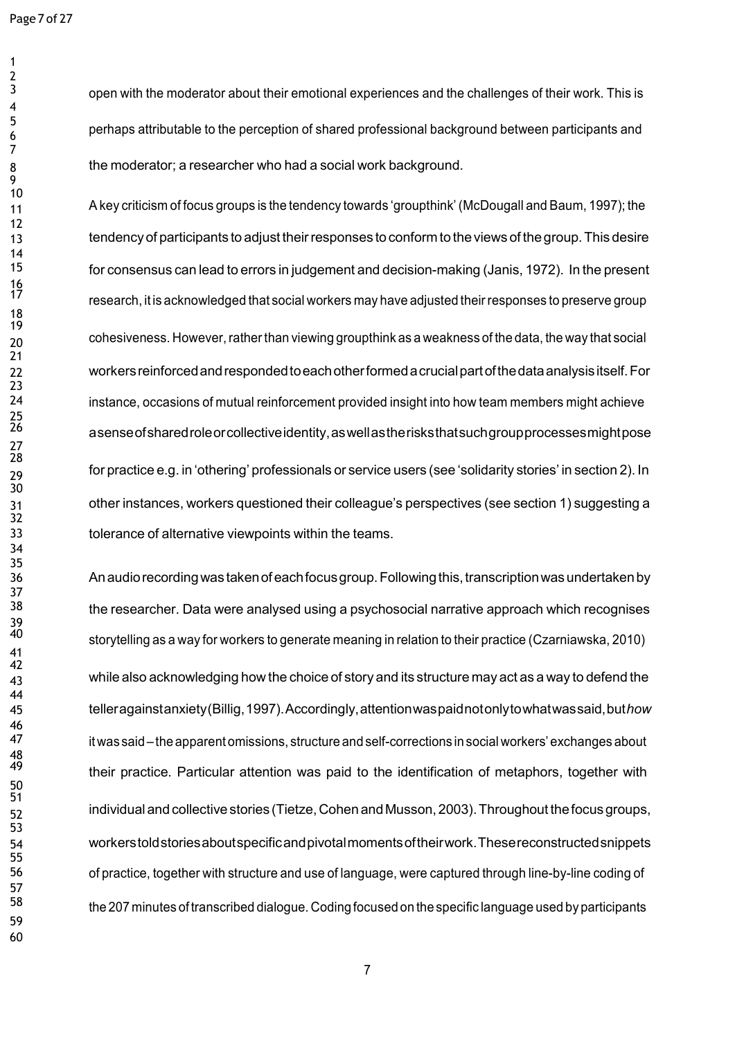open with the moderator about their emotional experiences and the challenges of their work. This is perhaps attributable to the perception of shared professional background between participants and the moderator; a researcher who had a social work background.

A key criticism of focus groups is the tendency towards 'groupthink' (McDougall and Baum, 1997); the tendency of participants to adjust their responses to conform to the views of the group. This desire for consensus can lead to errors in judgement and decision-making (Janis, 1972). In the present research, it is acknowledged that social workers may have adjusted their responses to preserve group cohesiveness. However, rather than viewing groupthink as a weakness of the data, the way that social workers reinforced and responded to each other formed a crucial part of the data analysis itself. For instance, occasions of mutual reinforcement provided insight into how team members might achieve a sense of shared role or collective identity, as well as the risks that such group processes might pose for practice e.g. in 'othering' professionals or service users (see 'solidarity stories' in section 2). In other instances, workers questioned their colleague's perspectives (see section 1) suggesting a tolerance of alternative viewpoints within the teams.

An audio recording was taken of each focus group. Following this, transcription was undertaken by the researcher. Data were analysed using a psychosocial narrative approach which recognises storytelling as a way for workers to generate meaning in relation to their practice (Czarniawska, 2010) while also acknowledging how the choice of story and its structure may act as a way to defend the teller against anxiety (Billig, 1997). Accordingly, attention was paid not only to what was said, but *how* it was said – the apparent omissions, structure and self-corrections in social workers' exchanges about their practice. Particular attention was paid to the identification of metaphors, together with individual and collective stories (Tietze, Cohen and Musson, 2003). Throughout the focus groups, workers told stories about specific and pivotal moments of their work. These reconstructed snippets of practice, together with structure and use of language, were captured through line-by-line coding of the 207 minutes of transcribed dialogue. Coding focused on the specific language used by participants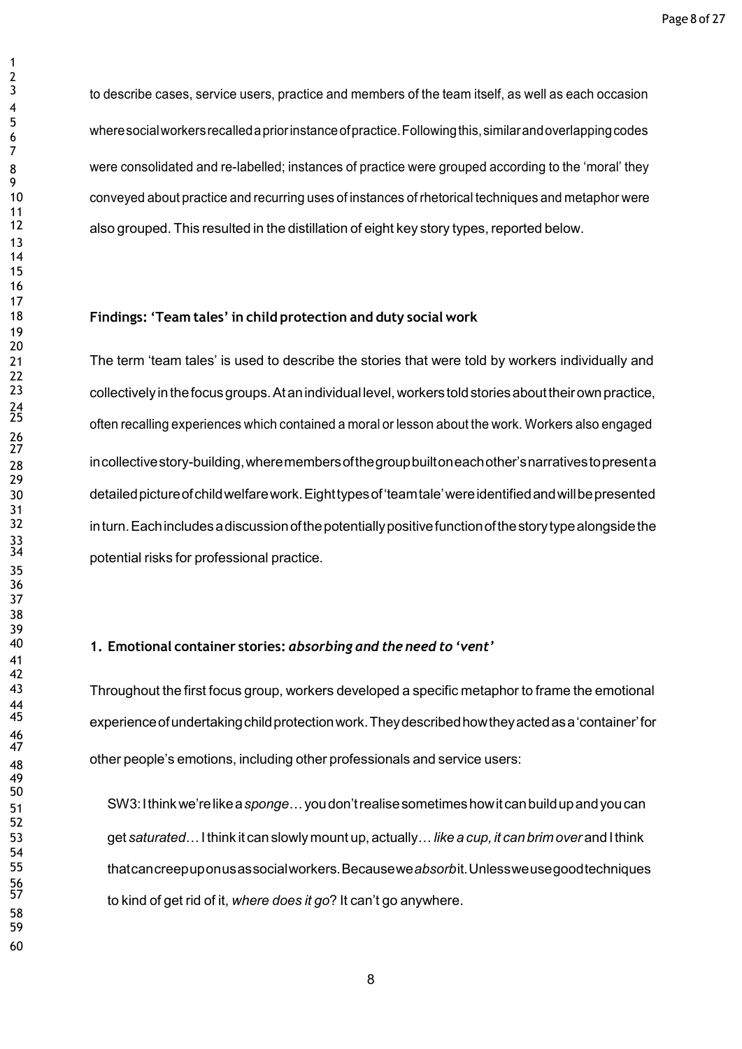to describe cases, service users, practice and members of the team itself, as well as each occasion where social workers recalled a prior instance of practice. Following this, similar and overlapping codes were consolidated and re-labelled; instances of practice were grouped according to the 'moral' they conveyed about practice and recurring uses of instances of rhetorical techniques and metaphor were also grouped. This resulted in the distillation of eight key story types, reported below.

## Findings: 'Team tales' in child protection and duty social work

The term 'team tales' is used to describe the stories that were told by workers individually and collectively in the focus groups. At an individual level, workers told stories about their own practice, often recalling experiences which contained a moral or lesson about the work. Workers also engaged in collective story-building, where members of the group built on each other's narratives to present a detailed picture of child welfare work. Eight types of 'team tale' were identified and will be presented in turn. Each includes a discussion of the potentially positive function of the story type alongside the potential risks for professional practice.

### 1. Emotional container stories: *absorbing and the need to 'vent'*

Throughout the first focus group, workers developed a specific metaphor to frame the emotional experience of undertaking child protection work. They described how they acted as a 'container' for other people's emotions, including other professionals and service users:

> SW3: I think we're like a *sponge*… you don't realise sometimes how it can build up and you can get *saturated*… I think it can slowly mount up, actually… *like a cup, it can brim over* and I think that can creep up on us as social workers. Because we *absorb* it. Unless we use good techniques to kind of get rid of it, *where does it go*? It can't go anywhere.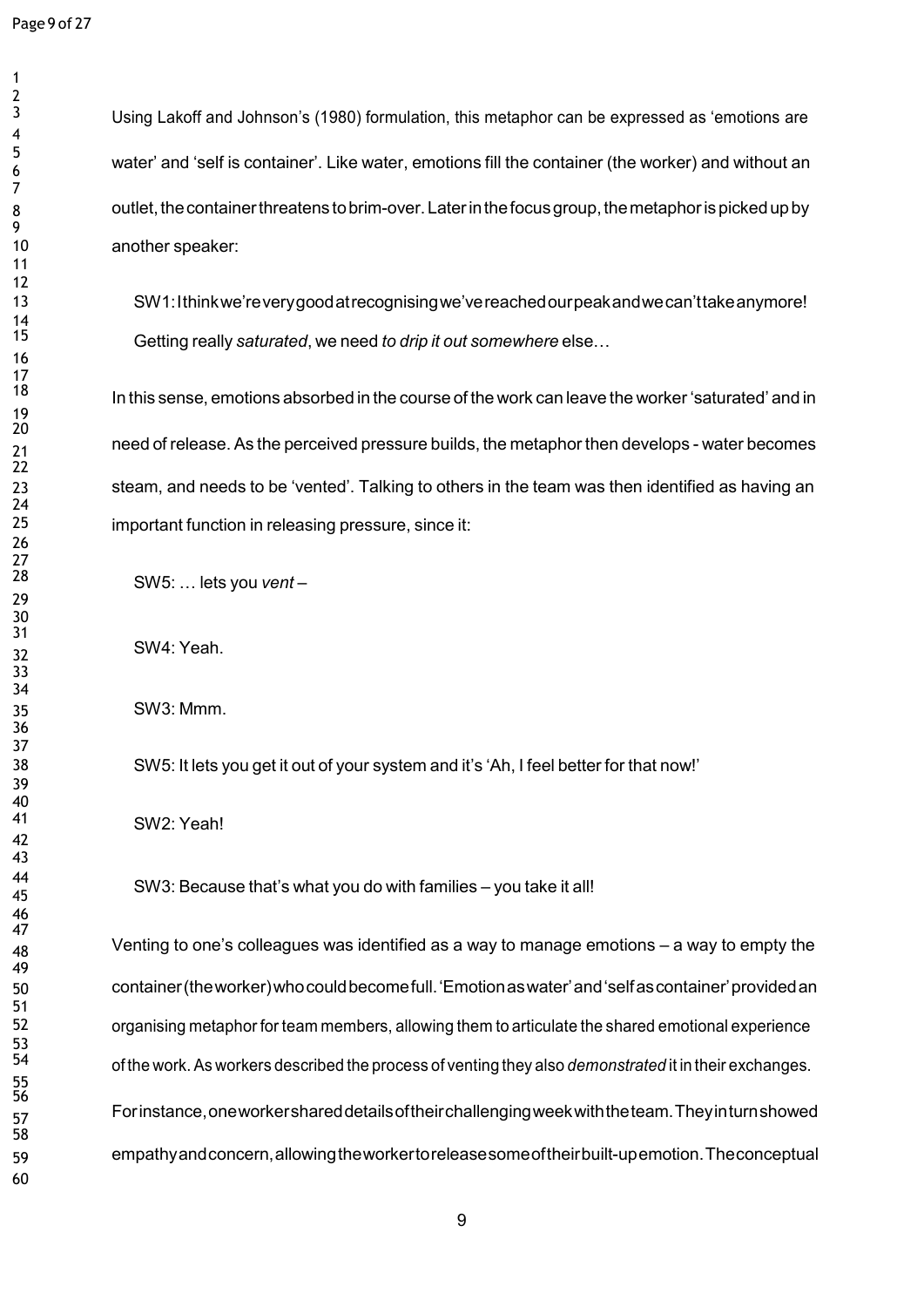Using Lakoff and Johnson's (1980) formulation, this metaphor can be expressed as 'emotions are water' and 'self is container'. Like water, emotions fill the container (the worker) and without an outlet, the container threatens to brim-over. Later in the focus group, the metaphor is picked up by another speaker:

> SW1: I think we're very good at recognising we've reached our peak and we can't take any more! Getting really *saturated*, we need *to drip it out somewhere* else…

In this sense, emotions absorbed in the course of the work can leave the worker 'saturated' and in need of release. As the perceived pressure builds, the metaphor then develops - water becomes steam, and needs to be 'vented'. Talking to others in the team was then identified as having an important function in releasing pressure, since it:

> SW5: … lets you *vent* –
>
> SW4: Yeah.
>
> SW3: Mmm.
>
> SW5: It lets you get it out of your system and it's 'Ah, I feel better for that now!'
>
> SW2: Yeah!
>
> SW3: Because that's what you do with families – you take it all!

Venting to one's colleagues was identified as a way to manage emotions – a way to empty the container (the worker) who could become full. 'Emotion as water' and 'self as container' provided an organising metaphor for team members, allowing them to articulate the shared emotional experience of the work. As workers described the process of venting they also *demonstrated* it in their exchanges. For instance, one worker shared details of their challenging week with the team. They in turn showed empathy and concern, allowing the worker to release some of their built-up emotion. The conceptual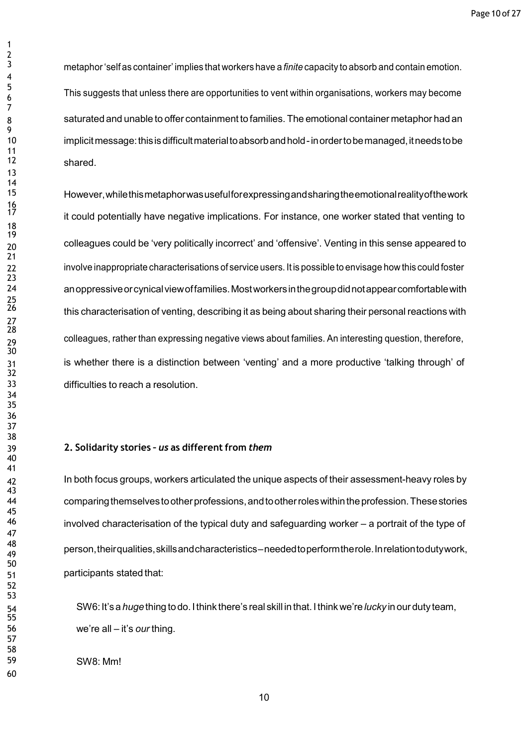metaphor 'self as container' implies that workers have a *finite* capacity to absorb and contain emotion. This suggests that unless there are opportunities to vent within organisations, workers may become saturated and unable to offer containment to families. The emotional container metaphor had an implicit message: this is difficult material to absorb and hold - in order to be managed, it needs to be shared.

However, while this metaphor was useful for expressing and sharing the emotional reality of the work it could potentially have negative implications. For instance, one worker stated that venting to colleagues could be 'very politically incorrect' and 'offensive'. Venting in this sense appeared to involve inappropriate characterisations of service users. It is possible to envisage how this could foster an oppressive or cynical view of families. Most workers in the group did not appear comfortable with this characterisation of venting, describing it as being about sharing their personal reactions with colleagues, rather than expressing negative views about families. An interesting question, therefore, is whether there is a distinction between 'venting' and a more productive 'talking through' of difficulties to reach a resolution.

## 2. Solidarity stories - *us* as different from *them*

In both focus groups, workers articulated the unique aspects of their assessment-heavy roles by comparing themselves to other professions, and to other roles within the profession. These stories involved characterisation of the typical duty and safeguarding worker – a portrait of the type of person, their qualities, skills and characteristics – needed to perform the role. In relation to duty work, participants stated that:

> SW6: It's a *huge* thing to do. I think there's real skill in that. I think we're *lucky* in our duty team, we're all – it's *our* thing.
>
> SW8: Mm!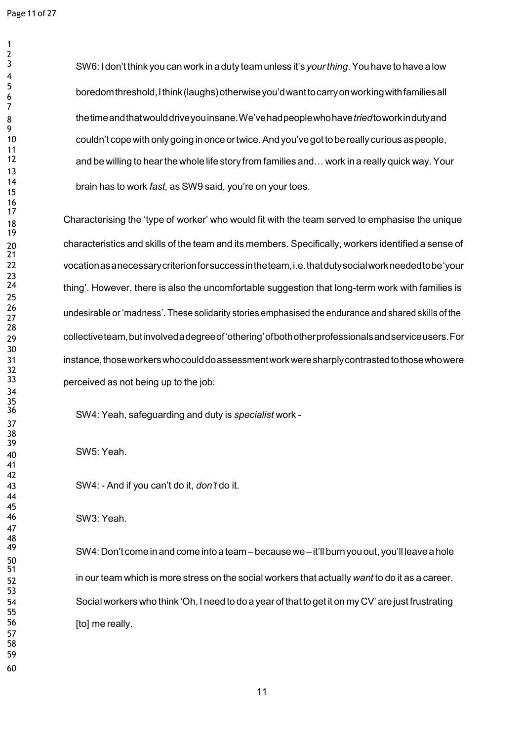> SW6: I don't think you can work in a duty team unless it's *your thing*. You have to have a low boredom threshold, I think (laughs) otherwise you'd want to carry on working with families all the time and that would drive you insane. We've had people who have *tried* to work in duty and couldn't cope with only going in once or twice. And you've got to be really curious as people, and be willing to hear the whole life story from families and… work in a really quick way. Your brain has to work *fast,* as SW9 said, you're on your toes.

Characterising the 'type of worker' who would fit with the team served to emphasise the unique characteristics and skills of the team and its members. Specifically, workers identified a sense of vocation as a necessary criterion for success in the team, i.e. that duty social work needed to be 'your thing'. However, there is also the uncomfortable suggestion that long-term work with families is undesirable or 'madness'. These solidarity stories emphasised the endurance and shared skills of the collective team, but involved a degree of 'othering' of both other professionals and service users. For instance, those workers who could do assessment work were sharply contrasted to those who were perceived as not being up to the job:

> SW4: Yeah, safeguarding and duty is *specialist* work -
>
> SW5: Yeah.
>
> SW4: - And if you can't do it, *don't* do it.
>
> SW3: Yeah.
>
> SW4: Don't come in and come into a team – because we – it'll burn you out, you'll leave a hole in our team which is more stress on the social workers that actually *want* to do it as a career. Social workers who think 'Oh, I need to do a year of that to get it on my CV' are just frustrating [to] me really.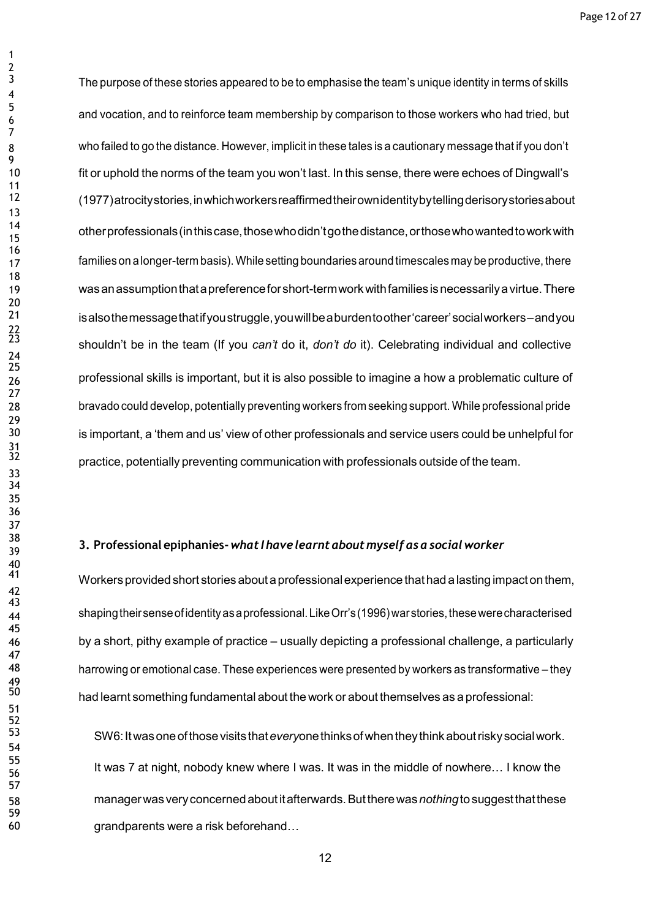The purpose of these stories appeared to be to emphasise the team's unique identity in terms of skills and vocation, and to reinforce team membership by comparison to those workers who had tried, but who failed to go the distance. However, implicit in these tales is a cautionary message that if you don't fit or uphold the norms of the team you won't last. In this sense, there were echoes of Dingwall's (1977) atrocity stories, in which workers reaffirmed their own identity by telling derisory stories about other professionals (in this case, those who didn't go the distance, or those who wanted to work with families on a longer-term basis). While setting boundaries around timescales may be productive, there was an assumption that a preference for short-term work with families is necessarily a virtue. There is also the message that if you struggle, you will be a burden to other 'career' social workers – and you shouldn't be in the team (If you *can't* do it, *don't do* it). Celebrating individual and collective professional skills is important, but it is also possible to imagine a how a problematic culture of bravado could develop, potentially preventing workers from seeking support. While professional pride is important, a 'them and us' view of other professionals and service users could be unhelpful for practice, potentially preventing communication with professionals outside of the team.

### 3. Professional epiphanies- *what I have learnt about myself as a social worker*

Workers provided short stories about a professional experience that had a lasting impact on them, shaping their sense of identity as a professional. Like Orr's (1996) war stories, these were characterised by a short, pithy example of practice – usually depicting a professional challenge, a particularly harrowing or emotional case. These experiences were presented by workers as transformative – they had learnt something fundamental about the work or about themselves as a professional:

> SW6: It was one of those visits that *every*one thinks of when they think about risky social work. It was 7 at night, nobody knew where I was. It was in the middle of nowhere… I know the manager was very concerned about it afterwards. But there was *nothing* to suggest that these grandparents were a risk beforehand…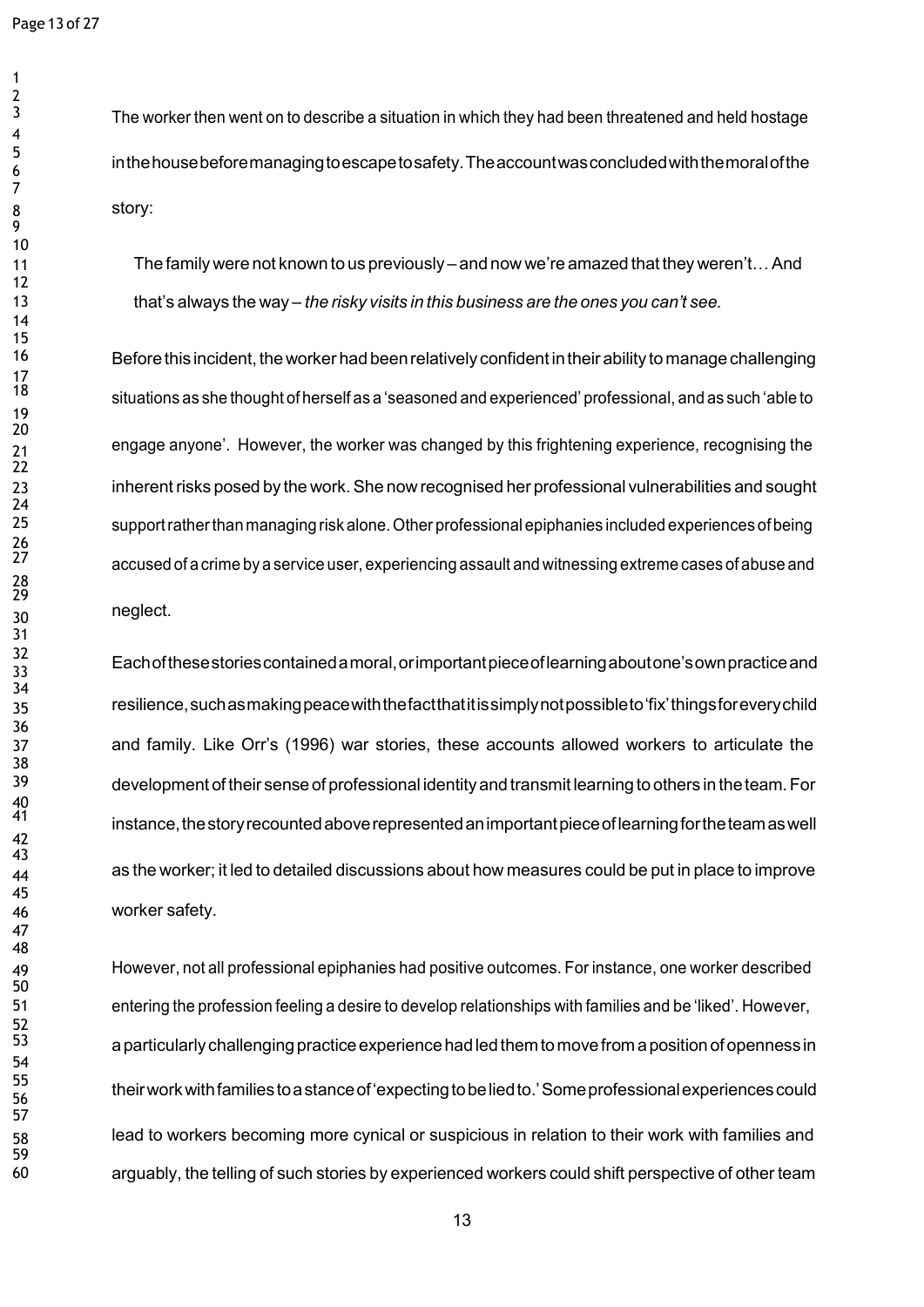The worker then went on to describe a situation in which they had been threatened and held hostage in the house before managing to escape to safety. The account was concluded with the moral of the story:

> The family were not known to us previously – and now we're amazed that they weren't… And that's always the way – *the risky visits in this business are the ones you can't see.*

Before this incident, the worker had been relatively confident in their ability to manage challenging situations as she thought of herself as a 'seasoned and experienced' professional, and as such 'able to engage anyone'. However, the worker was changed by this frightening experience, recognising the inherent risks posed by the work. She now recognised her professional vulnerabilities and sought support rather than managing risk alone. Other professional epiphanies included experiences of being accused of a crime by a service user, experiencing assault and witnessing extreme cases of abuse and neglect.

Each of these stories contained a moral, or important piece of learning about one's own practice and resilience, such as making peace with the fact that it is simply not possible to 'fix' things for every child and family. Like Orr's (1996) war stories, these accounts allowed workers to articulate the development of their sense of professional identity and transmit learning to others in the team. For instance, the story recounted above represented an important piece of learning for the team as well as the worker; it led to detailed discussions about how measures could be put in place to improve worker safety.

However, not all professional epiphanies had positive outcomes. For instance, one worker described entering the profession feeling a desire to develop relationships with families and be 'liked'. However, a particularly challenging practice experience had led them to move from a position of openness in their work with families to a stance of 'expecting to be lied to.' Some professional experiences could lead to workers becoming more cynical or suspicious in relation to their work with families and arguably, the telling of such stories by experienced workers could shift perspective of other team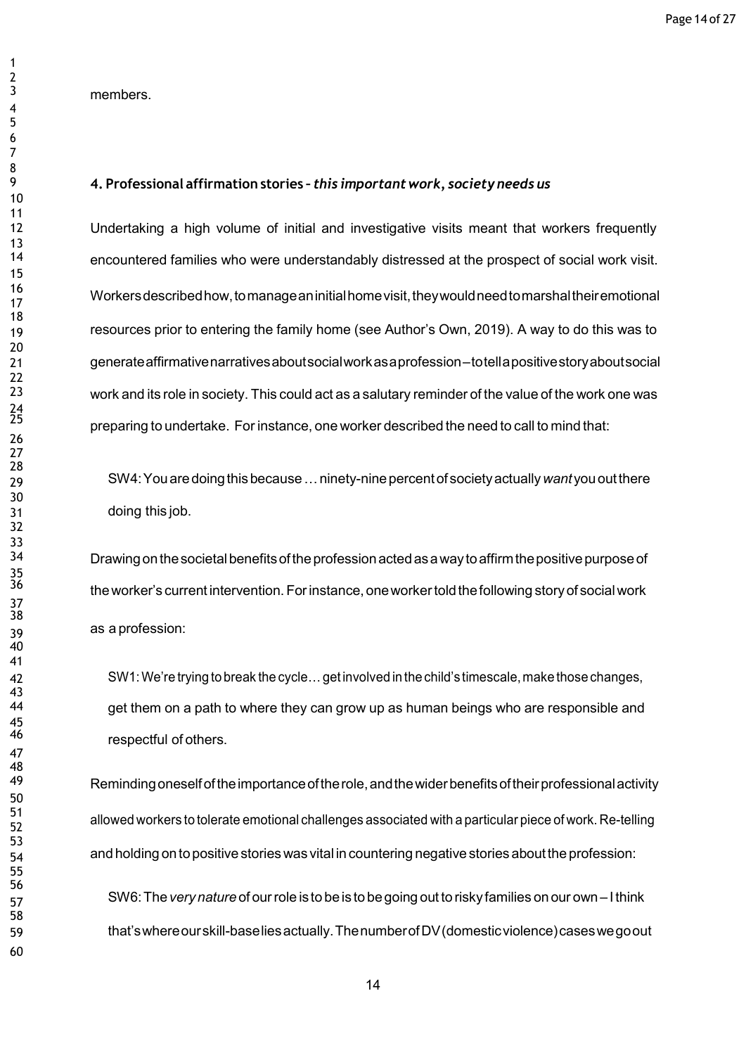members.

### 4. Professional affirmation stories - *this important work, society needs us*

Undertaking a high volume of initial and investigative visits meant that workers frequently encountered families who were understandably distressed at the prospect of social work visit. Workers described how, to manage an initial home visit, they would need to marshal their emotional resources prior to entering the family home (see Author's Own, 2019). A way to do this was to generate affirmative narratives about social work as a profession – to tell a positive story about social work and its role in society. This could act as a salutary reminder of the value of the work one was preparing to undertake. For instance, one worker described the need to call to mind that:

> SW4: You are doing this because … ninety-nine percent of society actually *want* you out there doing this job.

Drawing on the societal benefits of the profession acted as a way to affirm the positive purpose of the worker's current intervention. For instance, one worker told the following story of social work as a profession:

> SW1: We're trying to break the cycle… get involved in the child's timescale, make those changes, get them on a path to where they can grow up as human beings who are responsible and respectful of others.

Reminding oneself of the importance of the role, and the wider benefits of their professional activity allowed workers to tolerate emotional challenges associated with a particular piece of work. Re-telling and holding on to positive stories was vital in countering negative stories about the profession:

> SW6: The *very nature* of our role is to be is to be going out to risky families on our own – I think that's where our skill-base lies actually. The number of DV (domestic violence) cases we go out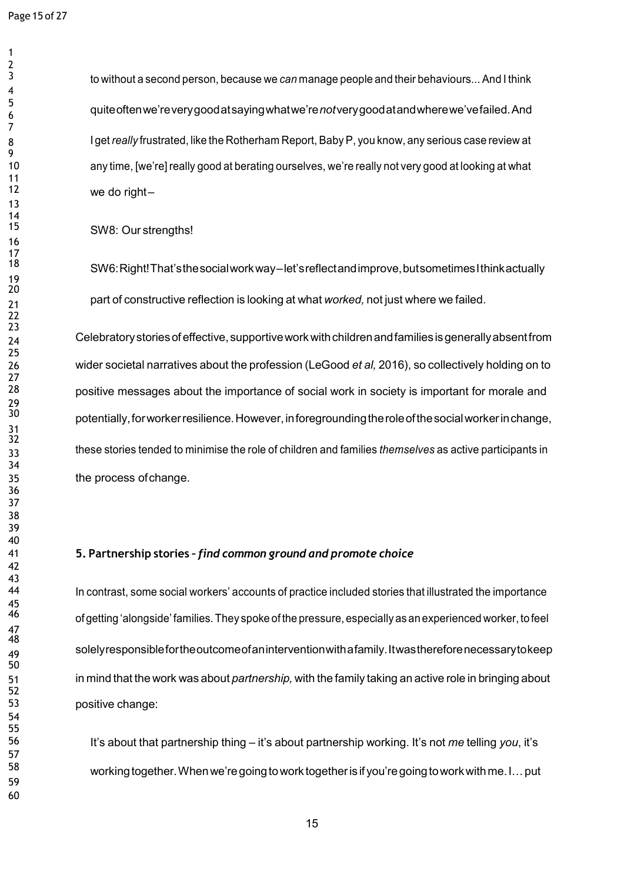to without a second person, because we *can* manage people and their behaviours... And I think quite often we're very good at saying what we're *not* very good at and where we've failed. And I get *really* frustrated, like the Rotherham Report, Baby P, you know, any serious case review at any time, [we're] really good at berating ourselves, we're really not very good at looking at what we do right–

SW8: Our strengths!

SW6: Right! That's the social work way – let's reflect and improve, but sometimes I think actually part of constructive reflection is looking at what *worked,* not just where we failed.

Celebratory stories of effective, supportive work with children and families is generally absent from wider societal narratives about the profession (LeGood *et al,* 2016), so collectively holding on to positive messages about the importance of social work in society is important for morale and potentially, for worker resilience. However, in foregrounding the role of the social worker in change, these stories tended to minimise the role of children and families *themselves* as active participants in the process of change.

## 5. Partnership stories - *find common ground and promote choice*

In contrast, some social workers' accounts of practice included stories that illustrated the importance of getting 'alongside' families. They spoke of the pressure, especially as an experienced worker, to feel solely responsible for the outcome of an intervention with a family. It was therefore necessary to keep in mind that the work was about *partnership,* with the family taking an active role in bringing about positive change:

It's about that partnership thing – it's about partnership working. It's not *me* telling *you*, it's working together. When we're going to work together is if you're going to work with me. I… put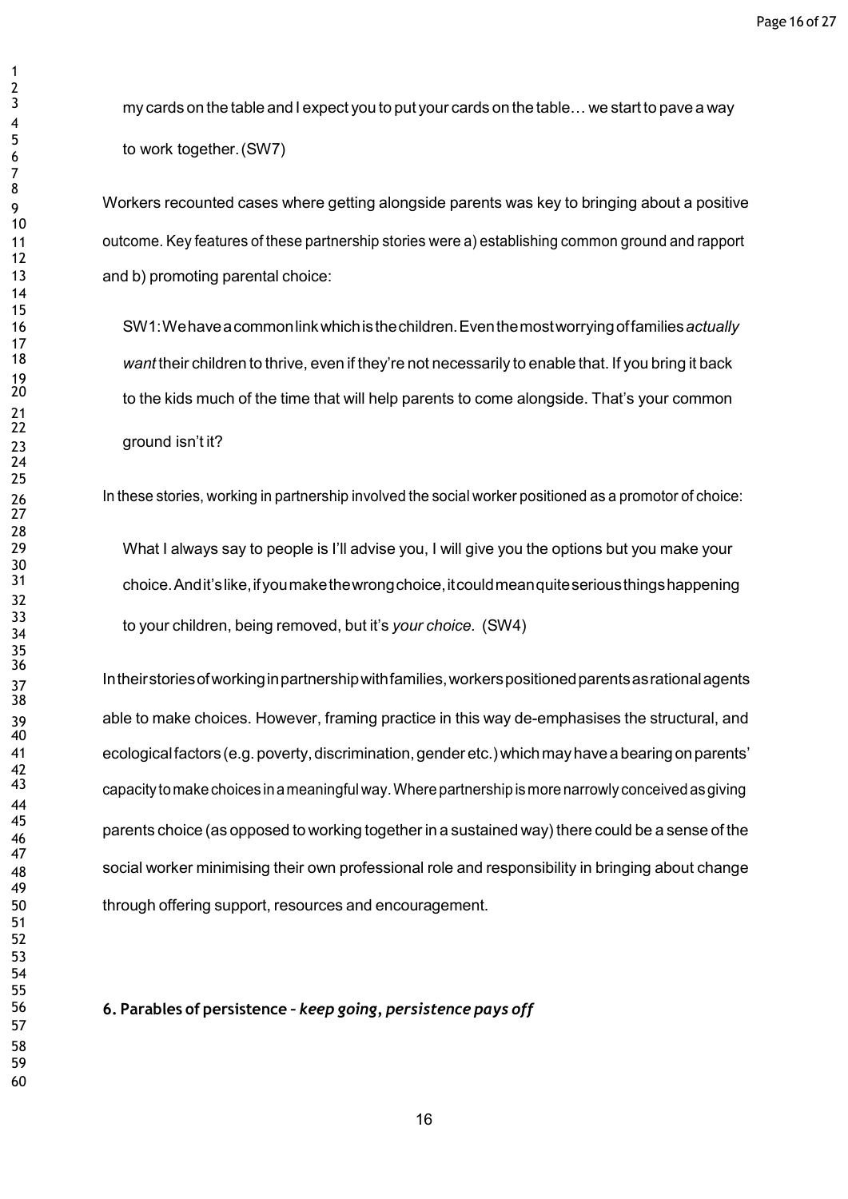my cards on the table and I expect you to put your cards on the table… we start to pave a way to work together. (SW7)

Workers recounted cases where getting alongside parents was key to bringing about a positive outcome. Key features of these partnership stories were a) establishing common ground and rapport and b) promoting parental choice:

> SW1: We have a common link which is the children. Even the most worrying of families *actually want* their children to thrive, even if they're not necessarily to enable that. If you bring it back to the kids much of the time that will help parents to come alongside. That's your common ground isn't it?

In these stories, working in partnership involved the social worker positioned as a promotor of choice:

> What I always say to people is I'll advise you, I will give you the options but you make your choice. And it's like, if you make the wrong choice, it could mean quite serious things happening to your children, being removed, but it's *your choice.* (SW4)

In their stories of working in partnership with families, workers positioned parents as rational agents able to make choices. However, framing practice in this way de-emphasises the structural, and ecological factors (e.g. poverty, discrimination, gender etc.) which may have a bearing on parents' capacity to make choices in a meaningful way. Where partnership is more narrowly conceived as giving parents choice (as opposed to working together in a sustained way) there could be a sense of the social worker minimising their own professional role and responsibility in bringing about change through offering support, resources and encouragement.

## 6. Parables of persistence – *keep going, persistence pays off*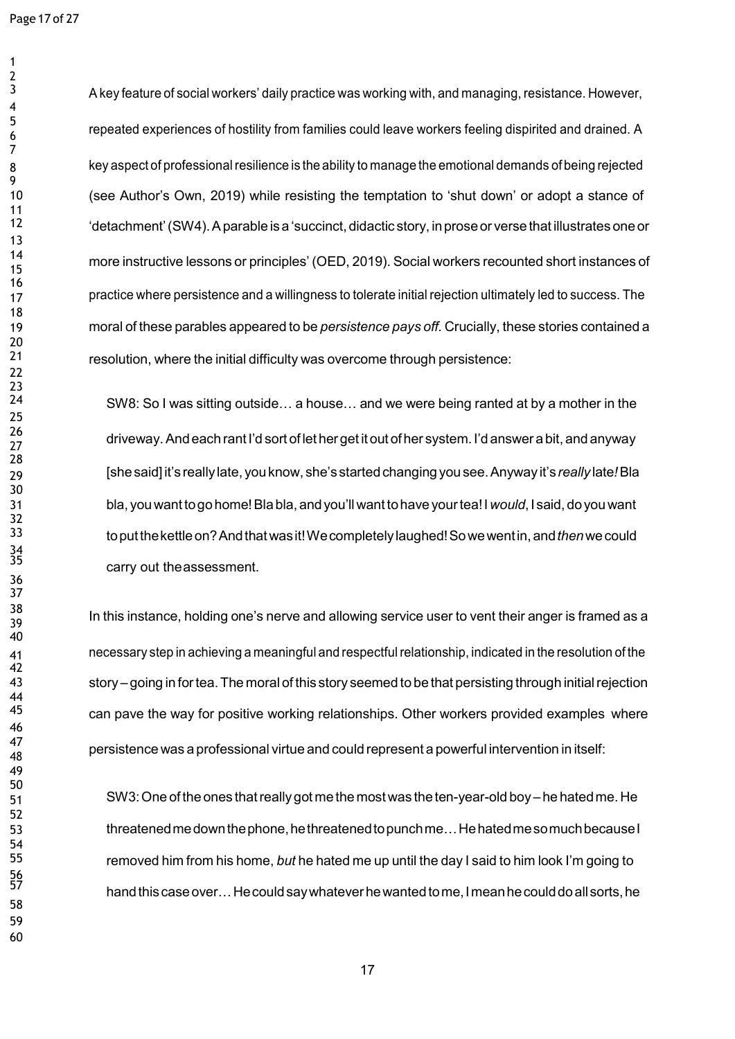A key feature of social workers' daily practice was working with, and managing, resistance. However, repeated experiences of hostility from families could leave workers feeling dispirited and drained. A key aspect of professional resilience is the ability to manage the emotional demands of being rejected (see Author's Own, 2019) while resisting the temptation to 'shut down' or adopt a stance of 'detachment' (SW4). A parable is a 'succinct, didactic story, in prose or verse that illustrates one or more instructive lessons or principles' (OED, 2019). Social workers recounted short instances of practice where persistence and a willingness to tolerate initial rejection ultimately led to success. The moral of these parables appeared to be *persistence pays off.* Crucially, these stories contained a resolution, where the initial difficulty was overcome through persistence:

> SW8: So I was sitting outside… a house… and we were being ranted at by a mother in the driveway. And each rant I'd sort of let her get it out of her system. I'd answer a bit, and anyway [she said] it's really late, you know, she's started changing you see. Anyway it's *really* late*!* Bla bla, you want to go home! Bla bla, and you'll want to have your tea! I *would*, I said, do you want to put the kettle on? And that was it! We completely laughed! So we went in, and *then* we could carry out the assessment.

In this instance, holding one's nerve and allowing service user to vent their anger is framed as a necessary step in achieving a meaningful and respectful relationship, indicated in the resolution of the story – going in for tea. The moral of this story seemed to be that persisting through initial rejection can pave the way for positive working relationships. Other workers provided examples where persistence was a professional virtue and could represent a powerful intervention in itself:

> SW3: One of the ones that really got me the most was the ten-year-old boy – he hated me. He threatened me down the phone, he threatened to punch me… He hated me so much because I removed him from his home, *but* he hated me up until the day I said to him look I'm going to hand this case over… He could say whatever he wanted to me, I mean he could do all sorts, he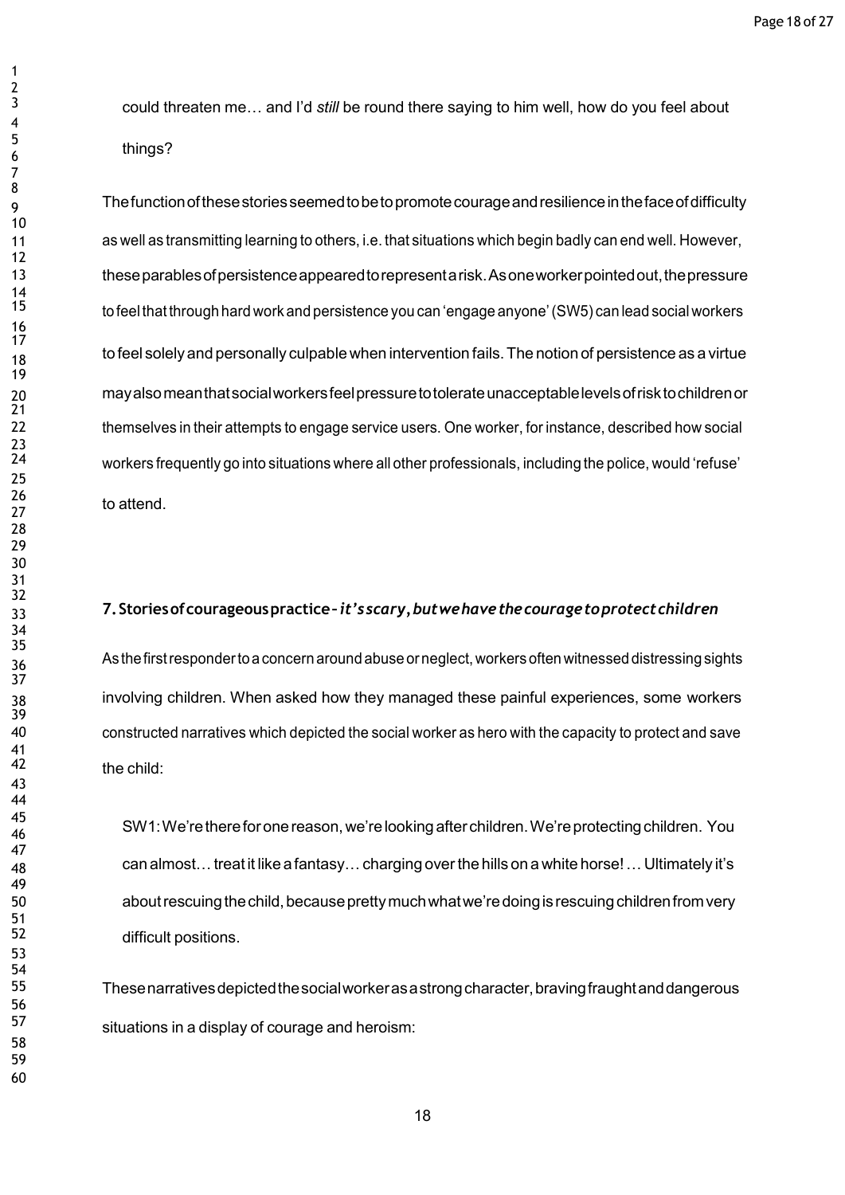could threaten me… and I'd *still* be round there saying to him well, how do you feel about things?

The function of these stories seemed to be to promote courage and resilience in the face of difficulty as well as transmitting learning to others, i.e. that situations which begin badly can end well. However, these parables of persistence appeared to represent a risk. As one worker pointed out, the pressure to feel that through hard work and persistence you can 'engage anyone' (SW5) can lead social workers to feel solely and personally culpable when intervention fails. The notion of persistence as a virtue may also mean that social workers feel pressure to tolerate unacceptable levels of risk to children or themselves in their attempts to engage service users. One worker, for instance, described how social workers frequently go into situations where all other professionals, including the police, would 'refuse' to attend.

## 7. Stories of courageous practice - *it's scary, but we have the courage to protect children*

As the first responder to a concern around abuse or neglect, workers often witnessed distressing sights involving children. When asked how they managed these painful experiences, some workers constructed narratives which depicted the social worker as hero with the capacity to protect and save the child:

> SW1: We're there for one reason, we're looking after children. We're protecting children. You can almost… treat it like a fantasy… charging over the hills on a white horse! … Ultimately it's about rescuing the child, because pretty much what we're doing is rescuing children from very difficult positions.

These narratives depicted the social worker as a strong character, braving fraught and dangerous situations in a display of courage and heroism: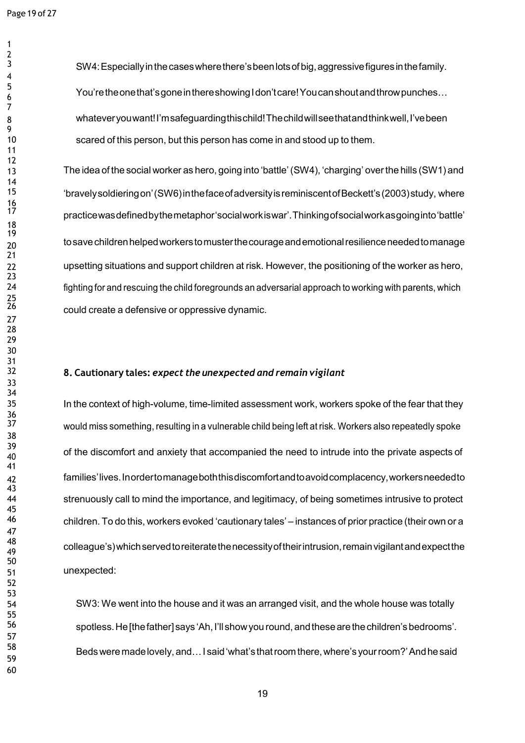> SW4: Especially in the cases where there's been lots of big, aggressive figures in the family. You're the one that's gone in there showing I don't care! You can shout and throw punches… whatever you want! I'm safeguarding this child! The child will see that and think well, I've been scared of this person, but this person has come in and stood up to them.

The idea of the social worker as hero, going into 'battle' (SW4), 'charging' over the hills (SW1) and 'bravely soldiering on' (SW6) in the face of adversity is reminiscent of Beckett's (2003) study, where practice was defined by the metaphor 'social work is war'. Thinking of social work as going into 'battle' to save children helped workers to muster the courage and emotional resilience needed to manage upsetting situations and support children at risk. However, the positioning of the worker as hero, fighting for and rescuing the child foregrounds an adversarial approach to working with parents, which could create a defensive or oppressive dynamic.

## 8. Cautionary tales: *expect the unexpected and remain vigilant*

In the context of high-volume, time-limited assessment work, workers spoke of the fear that they would miss something, resulting in a vulnerable child being left at risk. Workers also repeatedly spoke of the discomfort and anxiety that accompanied the need to intrude into the private aspects of families' lives. In order to manage both this discomfort and to avoid complacency, workers needed to strenuously call to mind the importance, and legitimacy, of being sometimes intrusive to protect children. To do this, workers evoked 'cautionary tales' – instances of prior practice (their own or a colleague's) which served to reiterate the necessity of their intrusion, remain vigilant and expect the unexpected:

> SW3: We went into the house and it was an arranged visit, and the whole house was totally spotless. He [the father] says 'Ah, I'll show you round, and these are the children's bedrooms'. Beds were made lovely, and… I said 'what's that room there, where's your room?' And he said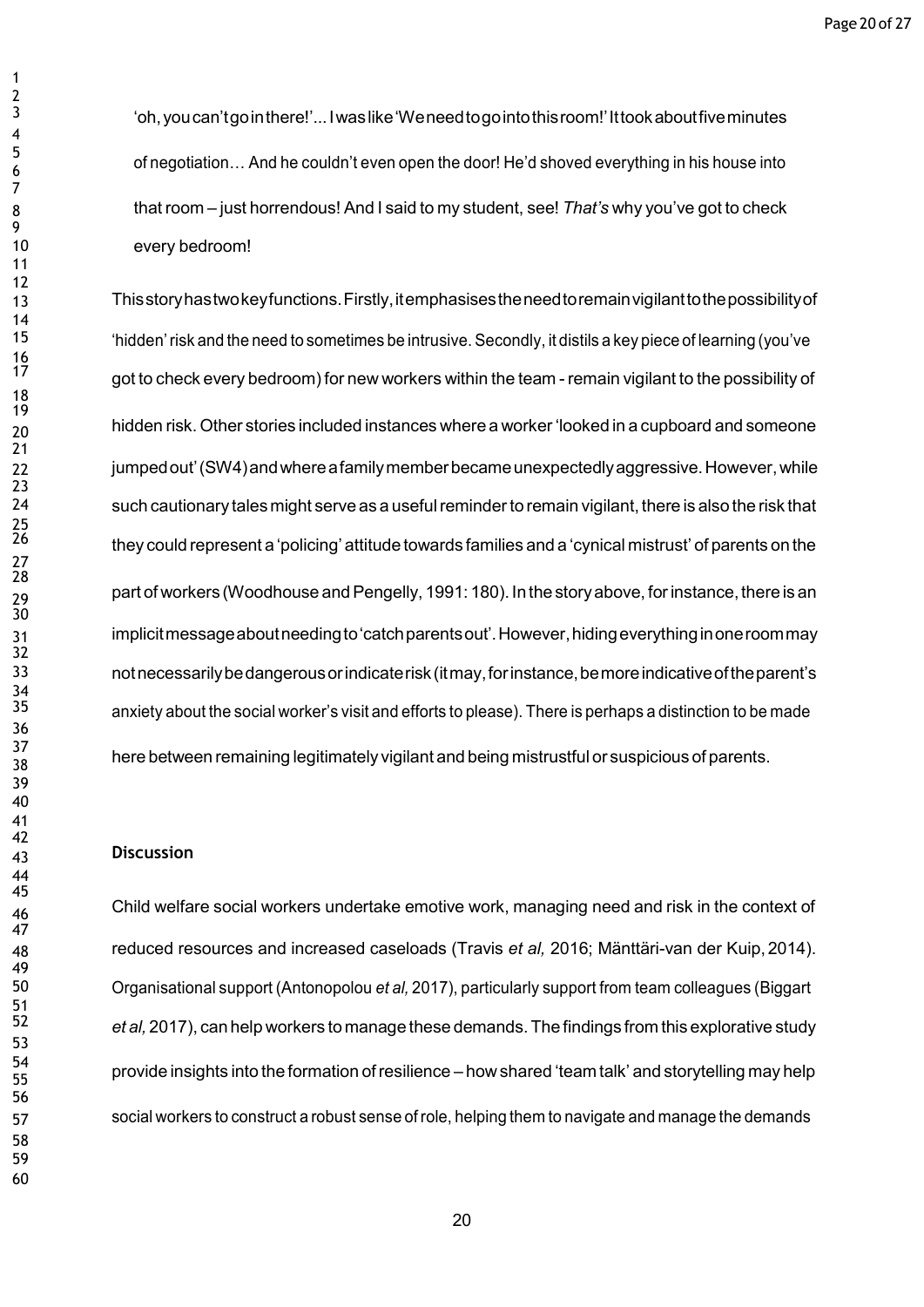'oh, you can't go in there!'... I was like 'We need to go into this room!' It took about five minutes of negotiation… And he couldn't even open the door! He'd shoved everything in his house into that room – just horrendous! And I said to my student, see! *That's* why you've got to check every bedroom!

This story has two key functions. Firstly, it emphasises the need to remain vigilant to the possibility of 'hidden' risk and the need to sometimes be intrusive. Secondly, it distils a key piece of learning (you've got to check every bedroom) for new workers within the team - remain vigilant to the possibility of hidden risk. Other stories included instances where a worker 'looked in a cupboard and someone jumped out' (SW4) and where a family member became unexpectedly aggressive. However, while such cautionary tales might serve as a useful reminder to remain vigilant, there is also the risk that they could represent a 'policing' attitude towards families and a 'cynical mistrust' of parents on the part of workers (Woodhouse and Pengelly, 1991: 180). In the story above, for instance, there is an implicit message about needing to 'catch parents out'. However, hiding everything in one room may not necessarily be dangerous or indicate risk (it may, for instance, be more indicative of the parent's anxiety about the social worker's visit and efforts to please). There is perhaps a distinction to be made here between remaining legitimately vigilant and being mistrustful or suspicious of parents.

## Discussion

Child welfare social workers undertake emotive work, managing need and risk in the context of reduced resources and increased caseloads (Travis *et al,* 2016; Mänttäri-van der Kuip, 2014). Organisational support (Antonopolou *et al,* 2017), particularly support from team colleagues (Biggart *et al,* 2017), can help workers to manage these demands. The findings from this explorative study provide insights into the formation of resilience – how shared 'team talk' and storytelling may help social workers to construct a robust sense of role, helping them to navigate and manage the demands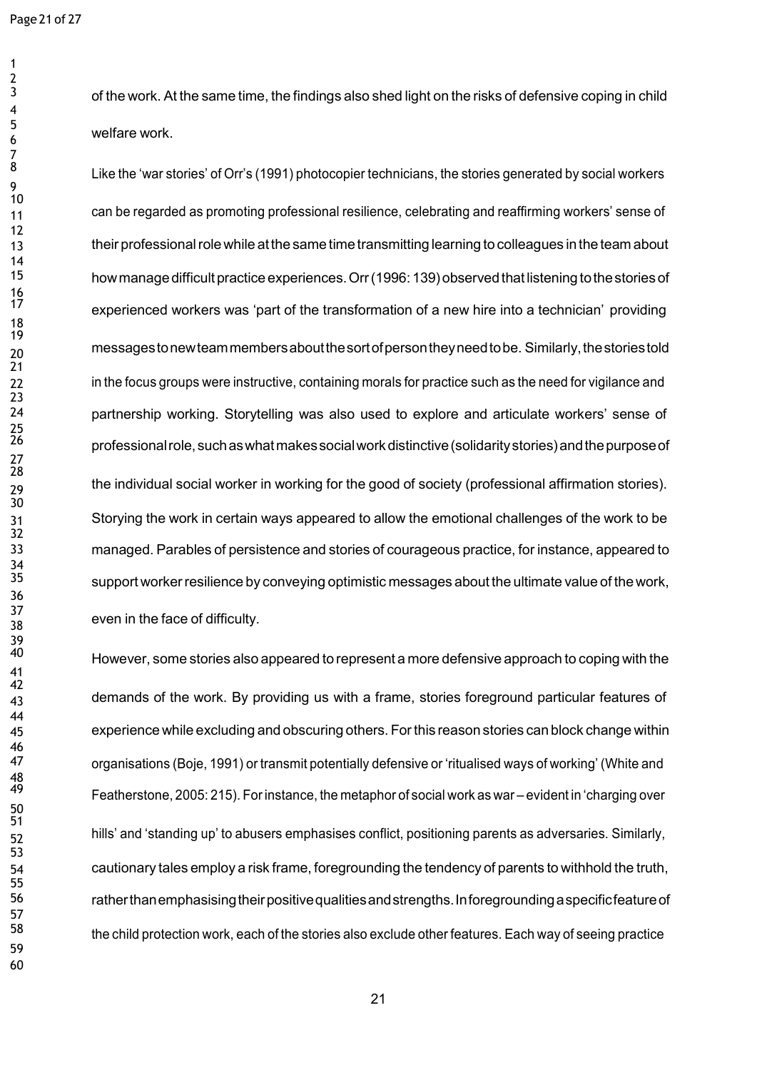of the work. At the same time, the findings also shed light on the risks of defensive coping in child welfare work.

Like the 'war stories' of Orr's (1991) photocopier technicians, the stories generated by social workers can be regarded as promoting professional resilience, celebrating and reaffirming workers' sense of their professional role while at the same time transmitting learning to colleagues in the team about how manage difficult practice experiences. Orr (1996: 139) observed that listening to the stories of experienced workers was 'part of the transformation of a new hire into a technician' providing messages to new team members about the sort of person they need to be. Similarly, the stories told in the focus groups were instructive, containing morals for practice such as the need for vigilance and partnership working. Storytelling was also used to explore and articulate workers' sense of professional role, such as what makes social work distinctive (solidarity stories) and the purpose of the individual social worker in working for the good of society (professional affirmation stories). Storying the work in certain ways appeared to allow the emotional challenges of the work to be managed. Parables of persistence and stories of courageous practice, for instance, appeared to support worker resilience by conveying optimistic messages about the ultimate value of the work, even in the face of difficulty.

However, some stories also appeared to represent a more defensive approach to coping with the demands of the work. By providing us with a frame, stories foreground particular features of experience while excluding and obscuring others. For this reason stories can block change within organisations (Boje, 1991) or transmit potentially defensive or 'ritualised ways of working' (White and Featherstone, 2005: 215). For instance, the metaphor of social work as war – evident in 'charging over hills' and 'standing up' to abusers emphasises conflict, positioning parents as adversaries. Similarly, cautionary tales employ a risk frame, foregrounding the tendency of parents to withhold the truth, rather than emphasising their positive qualities and strengths. In foregrounding a specific feature of the child protection work, each of the stories also exclude other features. Each way of seeing practice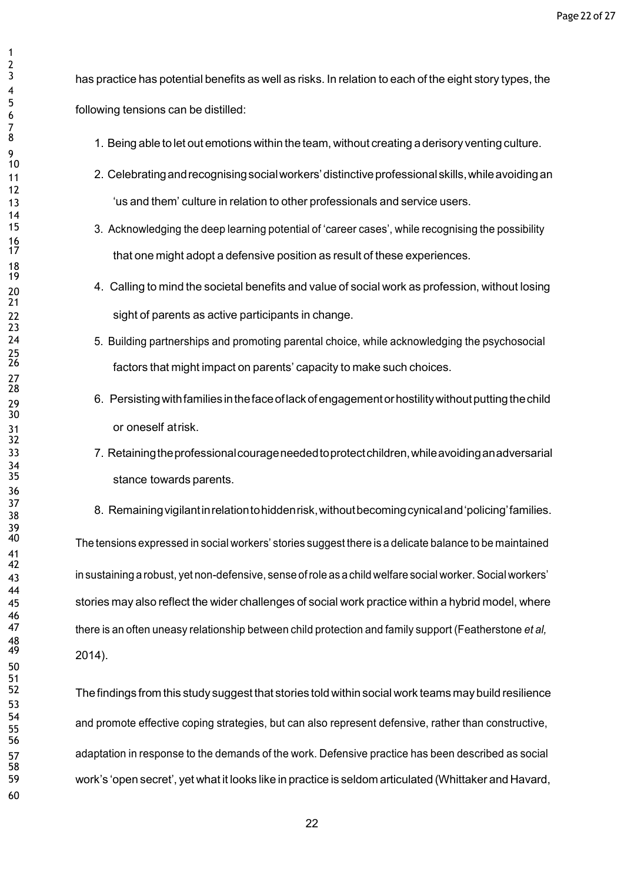has practice has potential benefits as well as risks. In relation to each of the eight story types, the following tensions can be distilled:

1. Being able to let out emotions within the team, without creating a derisory venting culture.
2. Celebrating and recognising social workers' distinctive professional skills, while avoiding an 'us and them' culture in relation to other professionals and service users.
3. Acknowledging the deep learning potential of 'career cases', while recognising the possibility that one might adopt a defensive position as result of these experiences.
4. Calling to mind the societal benefits and value of social work as profession, without losing sight of parents as active participants in change.
5. Building partnerships and promoting parental choice, while acknowledging the psychosocial factors that might impact on parents' capacity to make such choices.
6. Persisting with families in the face of lack of engagement or hostility without putting the child or oneself at risk.
7. Retaining the professional courage needed to protect children, while avoiding an adversarial stance towards parents.
8. Remaining vigilant in relation to hidden risk, without becoming cynical and 'policing' families.

The tensions expressed in social workers' stories suggest there is a delicate balance to be maintained in sustaining a robust, yet non-defensive, sense of role as a child welfare social worker. Social workers' stories may also reflect the wider challenges of social work practice within a hybrid model, where there is an often uneasy relationship between child protection and family support (Featherstone *et al,* 2014).

The findings from this study suggest that stories told within social work teams may build resilience and promote effective coping strategies, but can also represent defensive, rather than constructive, adaptation in response to the demands of the work. Defensive practice has been described as social work's 'open secret', yet what it looks like in practice is seldom articulated (Whittaker and Havard,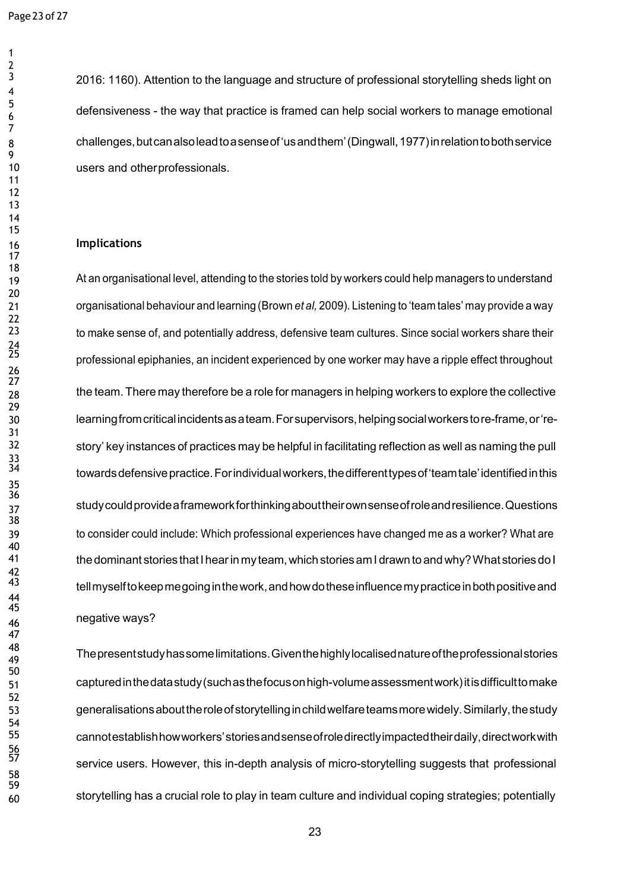2016: 1160). Attention to the language and structure of professional storytelling sheds light on defensiveness - the way that practice is framed can help social workers to manage emotional challenges, but can also lead to a sense of 'us and them' (Dingwall, 1977) in relation to both service users and other professionals.

## Implications

At an organisational level, attending to the stories told by workers could help managers to understand organisational behaviour and learning (Brown *et al,* 2009). Listening to 'team tales' may provide a way to make sense of, and potentially address, defensive team cultures. Since social workers share their professional epiphanies, an incident experienced by one worker may have a ripple effect throughout the team. There may therefore be a role for managers in helping workers to explore the collective learning from critical incidents as a team. For supervisors, helping social workers to re-frame, or 're-story' key instances of practices may be helpful in facilitating reflection as well as naming the pull towards defensive practice. For individual workers, the different types of 'team tale' identified in this study could provide a framework for thinking about their own sense of role and resilience. Questions to consider could include: Which professional experiences have changed me as a worker? What are the dominant stories that I hear in my team, which stories am I drawn to and why? What stories do I tell myself to keep me going in the work, and how do these influence my practice in both positive and negative ways?

The present study has some limitations. Given the highly localised nature of the professional stories captured in the data study (such as the focus on high-volume assessment work) it is difficult to make generalisations about the role of storytelling in child welfare teams more widely. Similarly, the study cannot establish how workers' stories and sense of role directly impacted their daily, direct work with service users. However, this in-depth analysis of micro-storytelling suggests that professional storytelling has a crucial role to play in team culture and individual coping strategies; potentially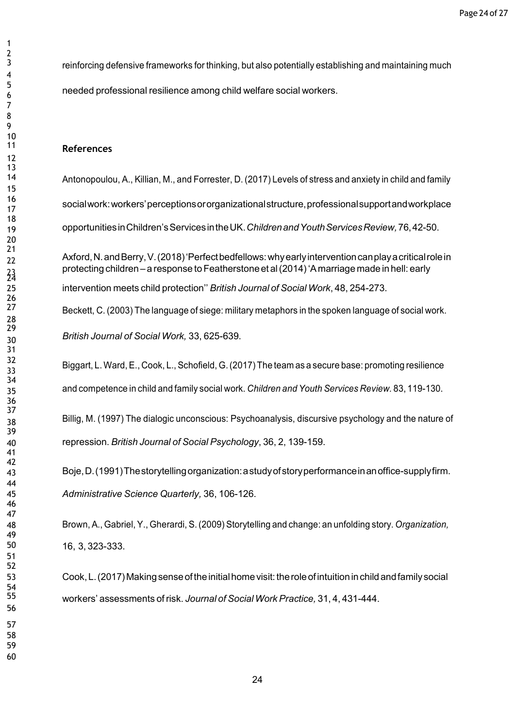reinforcing defensive frameworks for thinking, but also potentially establishing and maintaining much needed professional resilience among child welfare social workers.

## References

Antonopoulou, A., Killian, M., and Forrester, D. (2017) Levels of stress and anxiety in child and family social work: workers' perceptions or organizational structure, professional support and workplace opportunities in Children's Services in the UK. *Children and Youth Services Review,* 76, 42-50.

Axford, N. and Berry, V. (2018) 'Perfect bedfellows: why early intervention can play a critical role in protecting children – a response to Featherstone et al (2014) 'A marriage made in hell: early intervention meets child protection'' *British Journal of Social Work*, 48, 254-273.

Beckett, C. (2003) The language of siege: military metaphors in the spoken language of social work. *British Journal of Social Work,* 33, 625-639.

Biggart, L. Ward, E., Cook, L., Schofield, G. (2017) The team as a secure base: promoting resilience and competence in child and family social work. *Children and Youth Services Review*. 83, 119-130.

Billig, M. (1997) The dialogic unconscious: Psychoanalysis, discursive psychology and the nature of repression. *British Journal of Social Psychology*, 36, 2, 139-159.

Boje, D. (1991) The storytelling organization: a study of story performance in an office-supply firm. *Administrative Science Quarterly,* 36, 106-126.

Brown, A., Gabriel, Y., Gherardi, S. (2009) Storytelling and change: an unfolding story. *Organization,* 16, 3, 323-333.

Cook, L. (2017) Making sense of the initial home visit: the role of intuition in child and family social workers' assessments of risk. *Journal of Social Work Practice,* 31, 4, 431-444.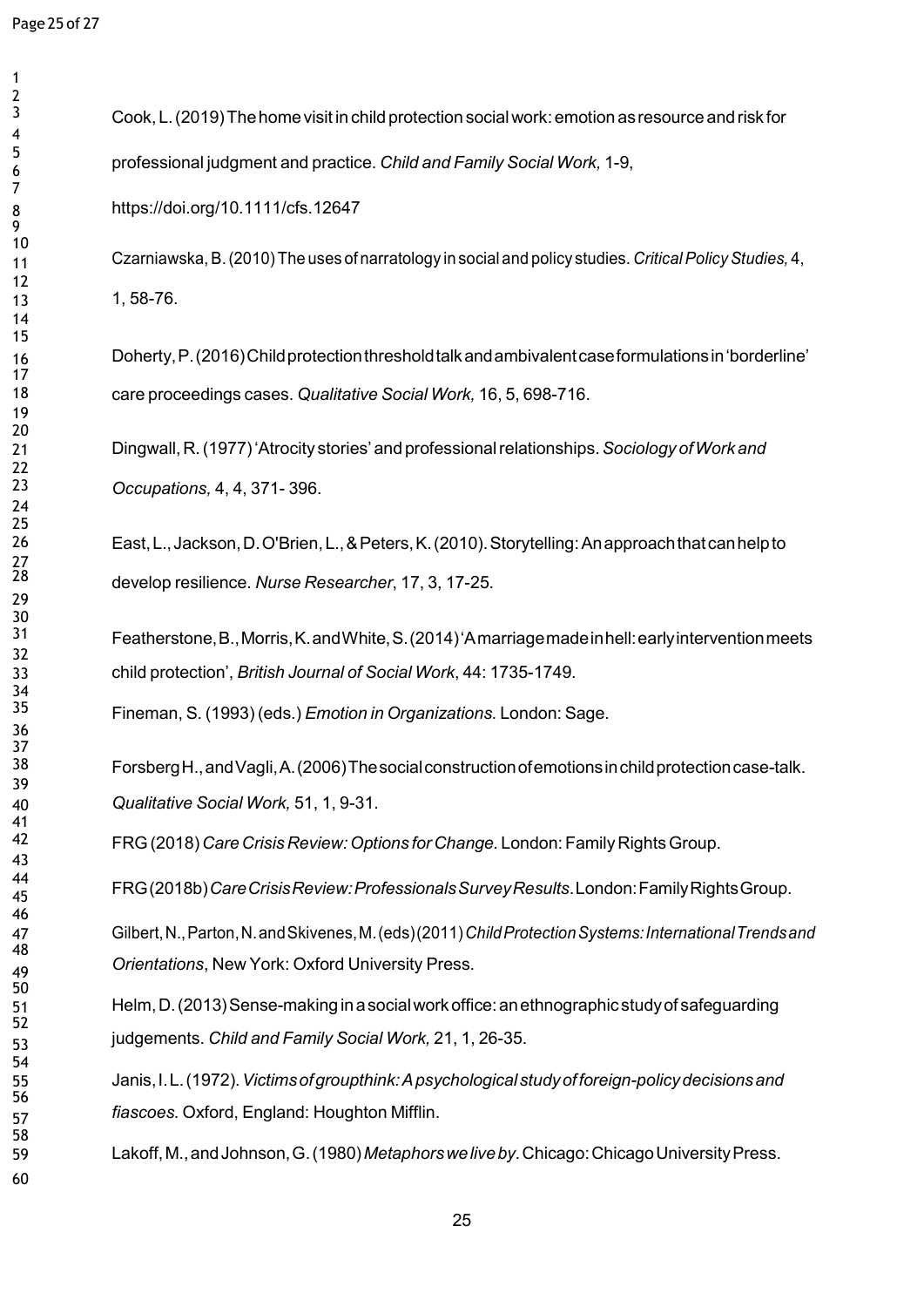Cook, L. (2019) The home visit in child protection social work: emotion as resource and risk for professional judgment and practice. *Child and Family Social Work,* 1-9, https://doi.org/10.1111/cfs.12647

Czarniawska, B. (2010) The uses of narratology in social and policy studies. *Critical Policy Studies,* 4, 1, 58-76.

Doherty, P. (2016) Child protection threshold talk and ambivalent case formulations in 'borderline' care proceedings cases. *Qualitative Social Work,* 16, 5, 698-716.

Dingwall, R. (1977) 'Atrocity stories' and professional relationships. *Sociology of Work and Occupations,* 4, 4, 371- 396.

East, L., Jackson, D. O'Brien, L., & Peters, K. (2010). Storytelling: An approach that can help to develop resilience. *Nurse Researcher*, 17, 3, 17-25.

Featherstone, B., Morris, K. and White, S. (2014) 'A marriage made in hell: early intervention meets child protection', *British Journal of Social Work*, 44: 1735-1749.

Fineman, S. (1993) (eds.) *Emotion in Organizations.* London: Sage.

Forsberg H., and Vagli, A. (2006) The social construction of emotions in child protection case-talk. *Qualitative Social Work,* 51, 1, 9-31.

FRG (2018) *Care Crisis Review: Options for Change.* London: Family Rights Group.

FRG (2018b) *Care Crisis Review: Professionals Survey Results*. London: Family Rights Group.

Gilbert, N., Parton, N. and Skivenes, M. (eds) (2011) *Child Protection Systems: International Trends and Orientations*, New York: Oxford University Press.

Helm, D. (2013) Sense-making in a social work office: an ethnographic study of safeguarding judgements. *Child and Family Social Work,* 21, 1, 26-35.

Janis, I. L. (1972). *Victims of groupthink: A psychological study of foreign-policy decisions and fiascoes.* Oxford, England: Houghton Mifflin.

Lakoff, M., and Johnson, G. (1980) *Metaphors we live by.* Chicago: Chicago University Press.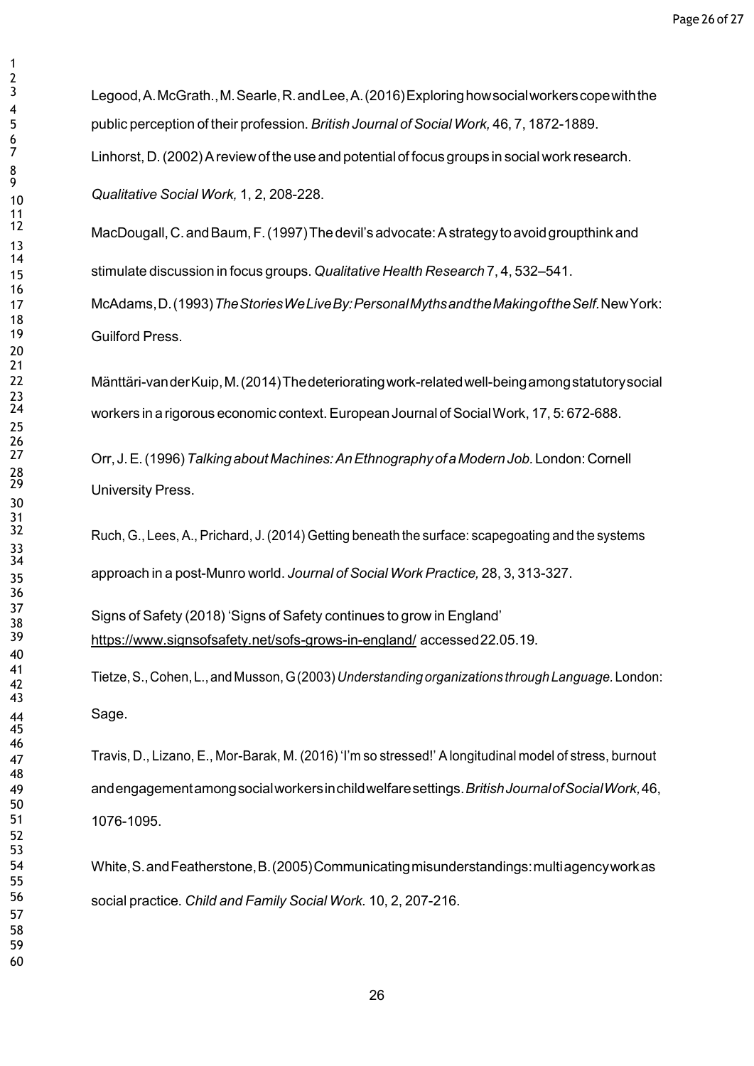Legood, A. McGrath., M. Searle, R. and Lee, A. (2016) Exploring how social workers cope with the public perception of their profession. *British Journal of Social Work,* 46, 7, 1872-1889.

Linhorst, D. (2002) A review of the use and potential of focus groups in social work research. *Qualitative Social Work,* 1, 2, 208-228.

MacDougall, C. and Baum, F. (1997) The devil's advocate: A strategy to avoid groupthink and stimulate discussion in focus groups. *Qualitative Health Research* 7, 4, 532–541.

McAdams, D. (1993) *The Stories We Live By: Personal Myths and the Making of the Self.* New York: Guilford Press.

Mänttäri-van der Kuip, M. (2014) The deteriorating work-related well-being among statutory social workers in a rigorous economic context. European Journal of Social Work, 17, 5: 672-688.

Orr, J. E. (1996) *Talking about Machines: An Ethnography of a Modern Job*. London: Cornell University Press.

Ruch, G., Lees, A., Prichard, J. (2014) Getting beneath the surface: scapegoating and the systems approach in a post-Munro world. *Journal of Social Work Practice,* 28, 3, 313-327.

Signs of Safety (2018) 'Signs of Safety continues to grow in England' https://www.signsofsafety.net/sofs-grows-in-england/ accessed 22.05.19.

Tietze, S., Cohen, L., and Musson, G (2003) *Understanding organizations through Language.* London: Sage.

Travis, D., Lizano, E., Mor-Barak, M. (2016) 'I'm so stressed!' A longitudinal model of stress, burnout and engagement among social workers in child welfare settings. *British Journal of Social Work,* 46, 1076-1095.

White, S. and Featherstone, B. (2005) Communicating misunderstandings: multi agency work as social practice. *Child and Family Social Work.* 10, 2, 207-216.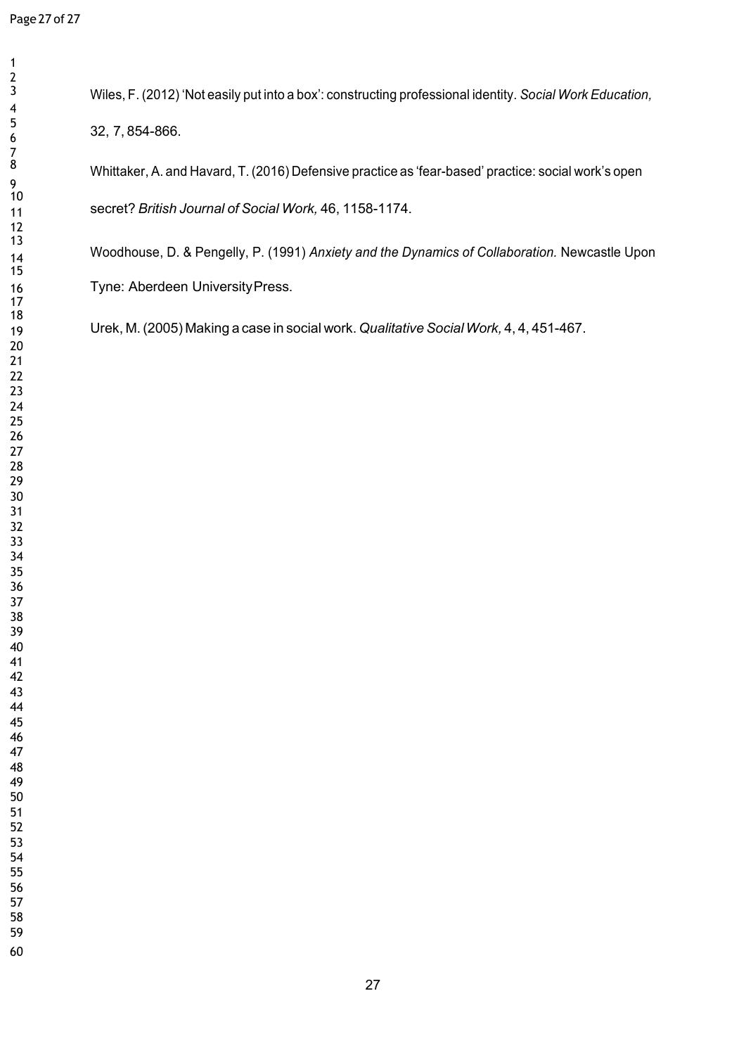Wiles, F. (2012) 'Not easily put into a box': constructing professional identity. *Social Work Education,* 32, 7, 854-866.

Whittaker, A. and Havard, T. (2016) Defensive practice as 'fear-based' practice: social work's open secret? *British Journal of Social Work,* 46, 1158-1174.

Woodhouse, D. & Pengelly, P. (1991) *Anxiety and the Dynamics of Collaboration.* Newcastle Upon Tyne: Aberdeen University Press.

Urek, M. (2005) Making a case in social work. *Qualitative Social Work,* 4, 4, 451-467.